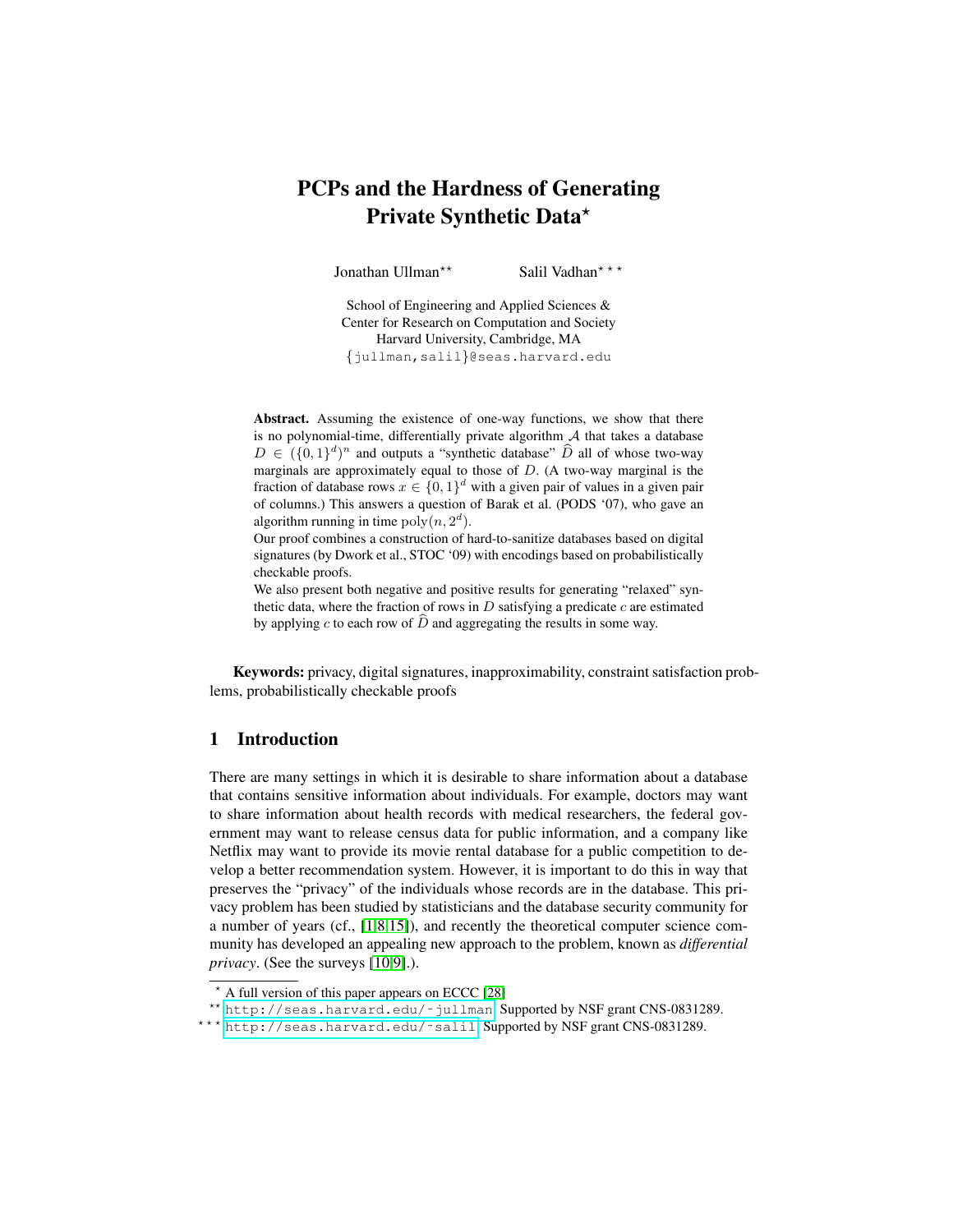# PCPs and the Hardness of Generating Private Synthetic Data*

Jonathan Ullman** Salil Vadhan***

School of Engineering and Applied Sciences &
Center for Research on Computation and Society
Harvard University, Cambridge, MA
{jullman,salil}@seas.harvard.edu

**Abstract.** Assuming the existence of one-way functions, we show that there is no polynomial-time, differentially private algorithm $\mathcal{A}$ that takes a database $D \in (\{0,1\}^d)^n$ and outputs a "synthetic database" $\widehat{D}$ all of whose two-way marginals are approximately equal to those of $D$. (A two-way marginal is the fraction of database rows $x \in \{0,1\}^d$ with a given pair of values in a given pair of columns.) This answers a question of Barak et al. (PODS '07), who gave an algorithm running in time $\mathrm{poly}(n, 2^d)$.

Our proof combines a construction of hard-to-sanitize databases based on digital signatures (by Dwork et al., STOC '09) with encodings based on probabilistically checkable proofs.

We also present both negative and positive results for generating "relaxed" synthetic data, where the fraction of rows in $D$ satisfying a predicate $c$ are estimated by applying $c$ to each row of $\widehat{D}$ and aggregating the results in some way.

**Keywords:** privacy, digital signatures, inapproximability, constraint satisfaction problems, probabilistically checkable proofs

## 1 Introduction

There are many settings in which it is desirable to share information about a database that contains sensitive information about individuals. For example, doctors may want to share information about health records with medical researchers, the federal government may want to release census data for public information, and a company like Netflix may want to provide its movie rental database for a public competition to develop a better recommendation system. However, it is important to do this in way that preserves the "privacy" of the individuals whose records are in the database. This privacy problem has been studied by statisticians and the database security community for a number of years (cf., [1,8,15]), and recently the theoretical computer science community has developed an appealing new approach to the problem, known as *differential privacy*. (See the surveys [10,9].).

---

* A full version of this paper appears on ECCC [28]

** http://seas.harvard.edu/~jullman. Supported by NSF grant CNS-0831289.

*** http://seas.harvard.edu/~salil. Supported by NSF grant CNS-0831289.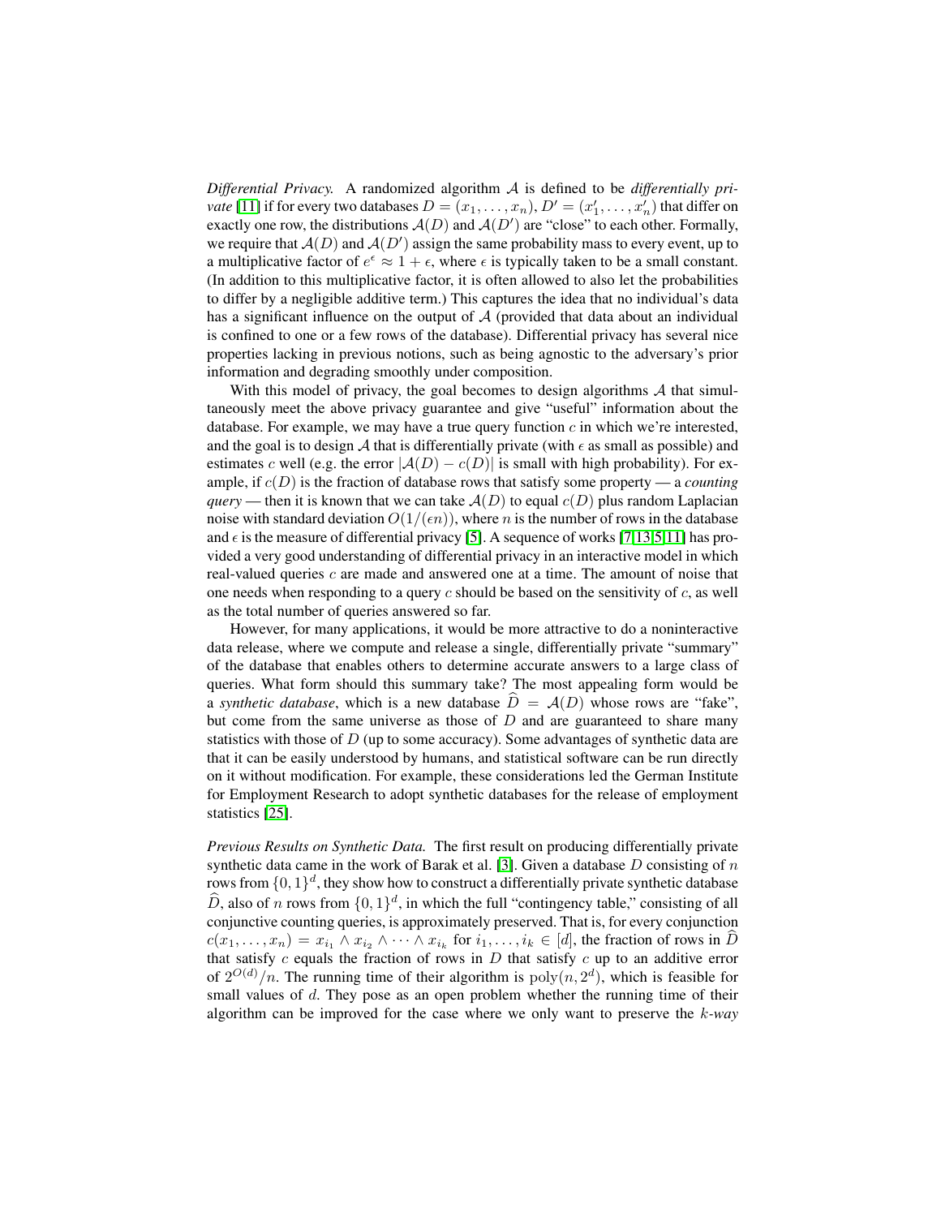*Differential Privacy.* A randomized algorithm $\mathcal{A}$ is defined to be *differentially private* [11] if for every two databases $D = (x_1, \ldots, x_n)$, $D' = (x'_1, \ldots, x'_n)$ that differ on exactly one row, the distributions $\mathcal{A}(D)$ and $\mathcal{A}(D')$ are "close" to each other. Formally, we require that $\mathcal{A}(D)$ and $\mathcal{A}(D')$ assign the same probability mass to every event, up to a multiplicative factor of $e^{\epsilon} \approx 1 + \epsilon$, where $\epsilon$ is typically taken to be a small constant. (In addition to this multiplicative factor, it is often allowed to also let the probabilities to differ by a negligible additive term.) This captures the idea that no individual's data has a significant influence on the output of $\mathcal{A}$ (provided that data about an individual is confined to one or a few rows of the database). Differential privacy has several nice properties lacking in previous notions, such as being agnostic to the adversary's prior information and degrading smoothly under composition.

With this model of privacy, the goal becomes to design algorithms $\mathcal{A}$ that simultaneously meet the above privacy guarantee and give "useful" information about the database. For example, we may have a true query function $c$ in which we're interested, and the goal is to design $\mathcal{A}$ that is differentially private (with $\epsilon$ as small as possible) and estimates $c$ well (e.g. the error $|\mathcal{A}(D) - c(D)|$ is small with high probability). For example, if $c(D)$ is the fraction of database rows that satisfy some property — a *counting query* — then it is known that we can take $\mathcal{A}(D)$ to equal $c(D)$ plus random Laplacian noise with standard deviation $O(1/(\epsilon n))$, where $n$ is the number of rows in the database and $\epsilon$ is the measure of differential privacy [5]. A sequence of works [7,13,5,11] has provided a very good understanding of differential privacy in an interactive model in which real-valued queries $c$ are made and answered one at a time. The amount of noise that one needs when responding to a query $c$ should be based on the sensitivity of $c$, as well as the total number of queries answered so far.

However, for many applications, it would be more attractive to do a noninteractive data release, where we compute and release a single, differentially private "summary" of the database that enables others to determine accurate answers to a large class of queries. What form should this summary take? The most appealing form would be a *synthetic database*, which is a new database $\widehat{D} = \mathcal{A}(D)$ whose rows are "fake", but come from the same universe as those of $D$ and are guaranteed to share many statistics with those of $D$ (up to some accuracy). Some advantages of synthetic data are that it can be easily understood by humans, and statistical software can be run directly on it without modification. For example, these considerations led the German Institute for Employment Research to adopt synthetic databases for the release of employment statistics [25].

*Previous Results on Synthetic Data.* The first result on producing differentially private synthetic data came in the work of Barak et al. [3]. Given a database $D$ consisting of $n$ rows from $\{0,1\}^d$, they show how to construct a differentially private synthetic database $\widehat{D}$, also of $n$ rows from $\{0,1\}^d$, in which the full "contingency table," consisting of all conjunctive counting queries, is approximately preserved. That is, for every conjunction $c(x_1, \ldots, x_n) = x_{i_1} \wedge x_{i_2} \wedge \cdots \wedge x_{i_k}$ for $i_1, \ldots, i_k \in [d]$, the fraction of rows in $\widehat{D}$ that satisfy $c$ equals the fraction of rows in $D$ that satisfy $c$ up to an additive error of $2^{O(d)}/n$. The running time of their algorithm is $\mathrm{poly}(n, 2^d)$, which is feasible for small values of $d$. They pose as an open problem whether the running time of their algorithm can be improved for the case where we only want to preserve the *k-way*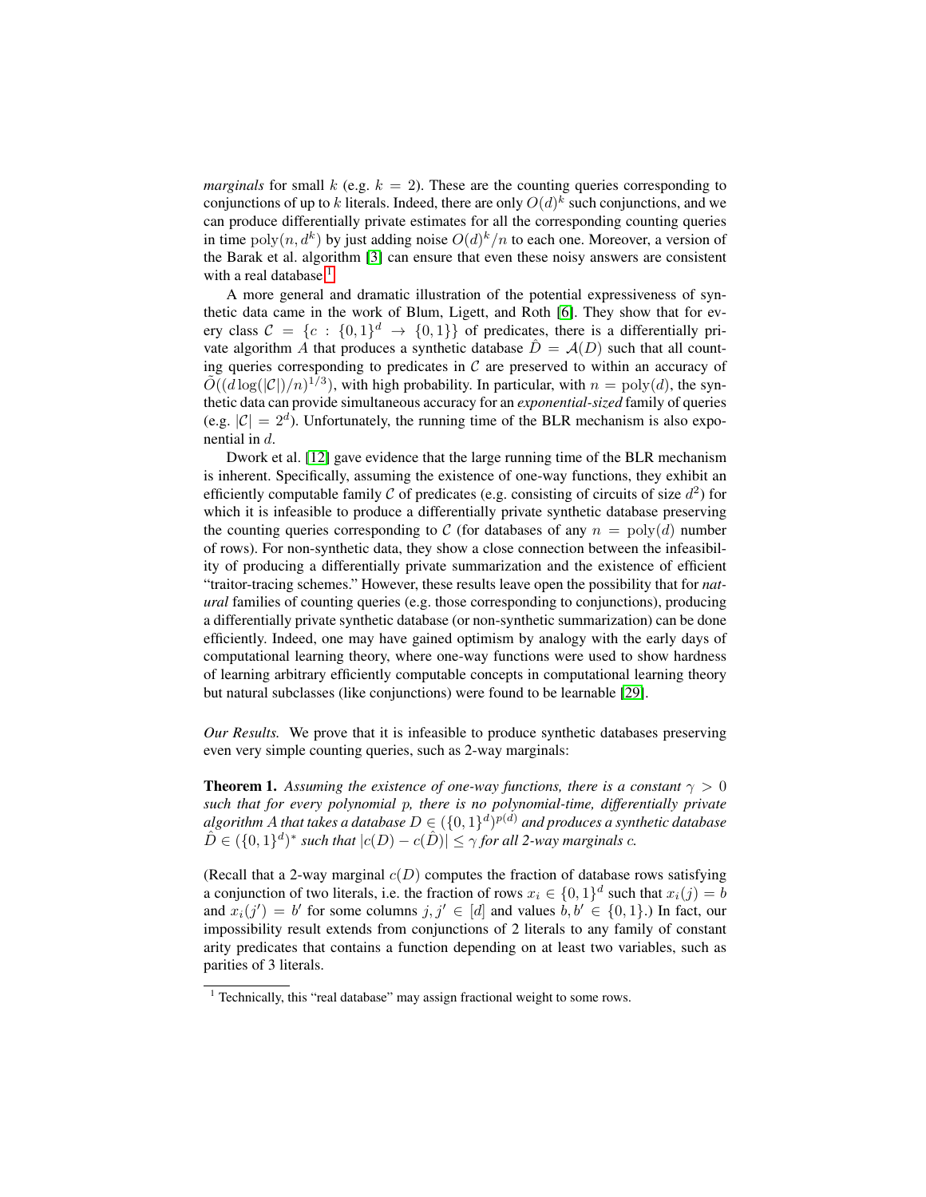*marginals* for small $k$ (e.g. $k = 2$). These are the counting queries corresponding to conjunctions of up to $k$ literals. Indeed, there are only $O(d)^k$ such conjunctions, and we can produce differentially private estimates for all the corresponding counting queries in time $\mathrm{poly}(n, d^k)$ by just adding noise $O(d)^k/n$ to each one. Moreover, a version of the Barak et al. algorithm [3] can ensure that even these noisy answers are consistent with a real database.[1]

A more general and dramatic illustration of the potential expressiveness of synthetic data came in the work of Blum, Ligett, and Roth [6]. They show that for every class $\mathcal{C} = \{c : \{0,1\}^d \to \{0,1\}\}$ of predicates, there is a differentially private algorithm $A$ that produces a synthetic database $\hat{D} = \mathcal{A}(D)$ such that all counting queries corresponding to predicates in $\mathcal{C}$ are preserved to within an accuracy of $\tilde{O}((d\log(|\mathcal{C}|)/n)^{1/3})$, with high probability. In particular, with $n = \mathrm{poly}(d)$, the synthetic data can provide simultaneous accuracy for an *exponential-sized* family of queries (e.g. $|\mathcal{C}| = 2^d$). Unfortunately, the running time of the BLR mechanism is also exponential in $d$.

Dwork et al. [12] gave evidence that the large running time of the BLR mechanism is inherent. Specifically, assuming the existence of one-way functions, they exhibit an efficiently computable family $\mathcal{C}$ of predicates (e.g. consisting of circuits of size $d^2$) for which it is infeasible to produce a differentially private synthetic database preserving the counting queries corresponding to $\mathcal{C}$ (for databases of any $n = \mathrm{poly}(d)$ number of rows). For non-synthetic data, they show a close connection between the infeasibility of producing a differentially private summarization and the existence of efficient "traitor-tracing schemes." However, these results leave open the possibility that for *natural* families of counting queries (e.g. those corresponding to conjunctions), producing a differentially private synthetic database (or non-synthetic summarization) can be done efficiently. Indeed, one may have gained optimism by analogy with the early days of computational learning theory, where one-way functions were used to show hardness of learning arbitrary efficiently computable concepts in computational learning theory but natural subclasses (like conjunctions) were found to be learnable [29].

*Our Results.* We prove that it is infeasible to produce synthetic databases preserving even very simple counting queries, such as 2-way marginals:

**Theorem 1.** *Assuming the existence of one-way functions, there is a constant $\gamma > 0$ such that for every polynomial $p$, there is no polynomial-time, differentially private algorithm $A$ that takes a database $D \in (\{0,1\}^d)^{p(d)}$ and produces a synthetic database $\hat{D} \in (\{0,1\}^d)^*$ such that $|c(D) - c(\hat{D})| \le \gamma$ for all 2-way marginals $c$.*

(Recall that a 2-way marginal $c(D)$ computes the fraction of database rows satisfying a conjunction of two literals, i.e. the fraction of rows $x_i \in \{0,1\}^d$ such that $x_i(j) = b$ and $x_i(j') = b'$ for some columns $j, j' \in [d]$ and values $b, b' \in \{0,1\}$.) In fact, our impossibility result extends from conjunctions of 2 literals to any family of constant arity predicates that contains a function depending on at least two variables, such as parities of 3 literals.

[1] Technically, this "real database" may assign fractional weight to some rows.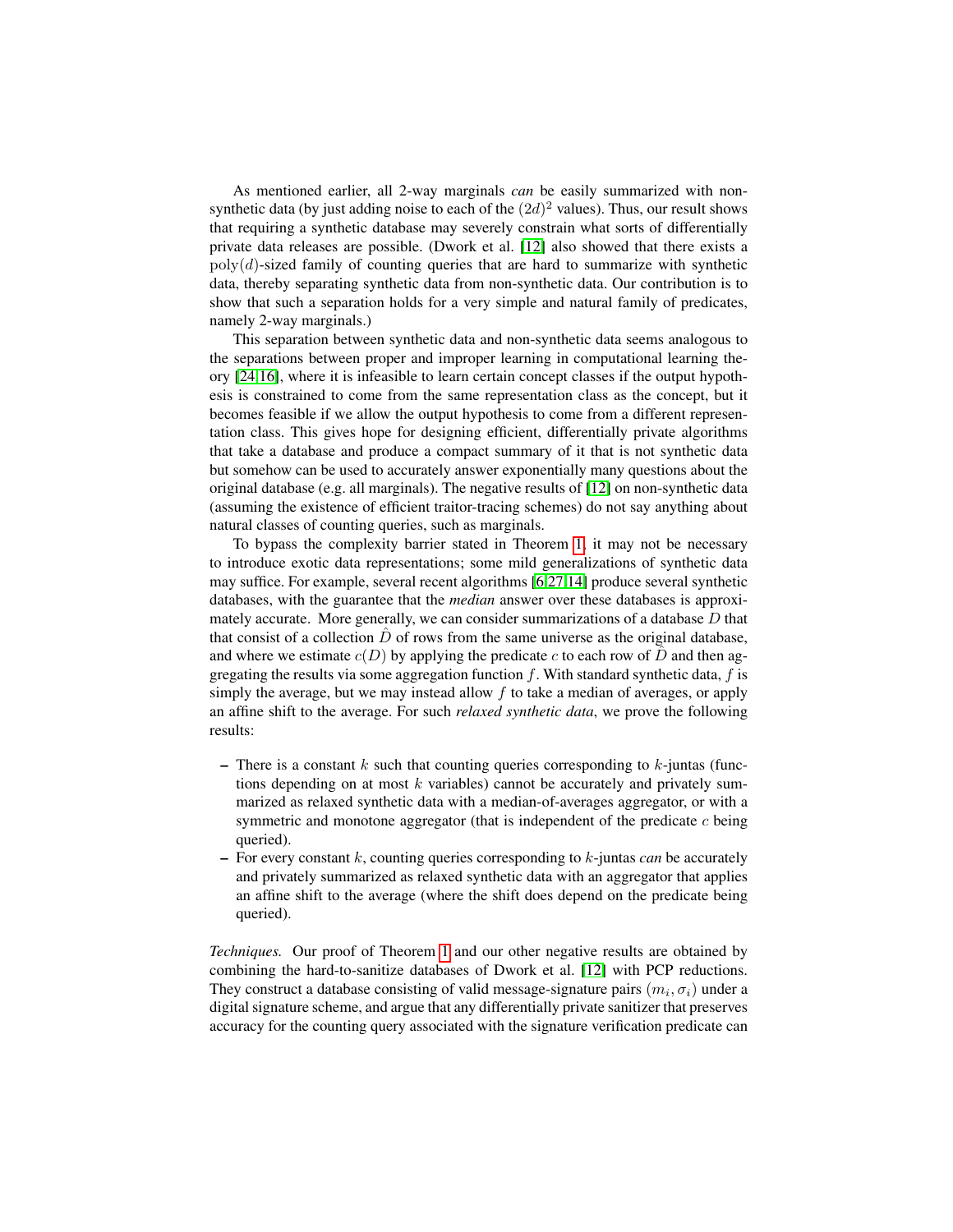As mentioned earlier, all 2-way marginals *can* be easily summarized with non-synthetic data (by just adding noise to each of the $(2d)^2$ values). Thus, our result shows that requiring a synthetic database may severely constrain what sorts of differentially private data releases are possible. (Dwork et al. [12] also showed that there exists a $\mathrm{poly}(d)$-sized family of counting queries that are hard to summarize with synthetic data, thereby separating synthetic data from non-synthetic data. Our contribution is to show that such a separation holds for a very simple and natural family of predicates, namely 2-way marginals.)

This separation between synthetic data and non-synthetic data seems analogous to the separations between proper and improper learning in computational learning theory [24,16], where it is infeasible to learn certain concept classes if the output hypothesis is constrained to come from the same representation class as the concept, but it becomes feasible if we allow the output hypothesis to come from a different representation class. This gives hope for designing efficient, differentially private algorithms that take a database and produce a compact summary of it that is not synthetic data but somehow can be used to accurately answer exponentially many questions about the original database (e.g. all marginals). The negative results of [12] on non-synthetic data (assuming the existence of efficient traitor-tracing schemes) do not say anything about natural classes of counting queries, such as marginals.

To bypass the complexity barrier stated in Theorem 1, it may not be necessary to introduce exotic data representations; some mild generalizations of synthetic data may suffice. For example, several recent algorithms [6,27,14] produce several synthetic databases, with the guarantee that the *median* answer over these databases is approximately accurate. More generally, we can consider summarizations of a database $D$ that that consist of a collection $\hat{D}$ of rows from the same universe as the original database, and where we estimate $c(D)$ by applying the predicate $c$ to each row of $\hat{D}$ and then aggregating the results via some aggregation function $f$. With standard synthetic data, $f$ is simply the average, but we may instead allow $f$ to take a median of averages, or apply an affine shift to the average. For such *relaxed synthetic data*, we prove the following results:

- There is a constant $k$ such that counting queries corresponding to $k$-juntas (functions depending on at most $k$ variables) cannot be accurately and privately summarized as relaxed synthetic data with a median-of-averages aggregator, or with a symmetric and monotone aggregator (that is independent of the predicate $c$ being queried).
- For every constant $k$, counting queries corresponding to $k$-juntas *can* be accurately and privately summarized as relaxed synthetic data with an aggregator that applies an affine shift to the average (where the shift does depend on the predicate being queried).

*Techniques.* Our proof of Theorem 1 and our other negative results are obtained by combining the hard-to-sanitize databases of Dwork et al. [12] with PCP reductions. They construct a database consisting of valid message-signature pairs $(m_i, \sigma_i)$ under a digital signature scheme, and argue that any differentially private sanitizer that preserves accuracy for the counting query associated with the signature verification predicate can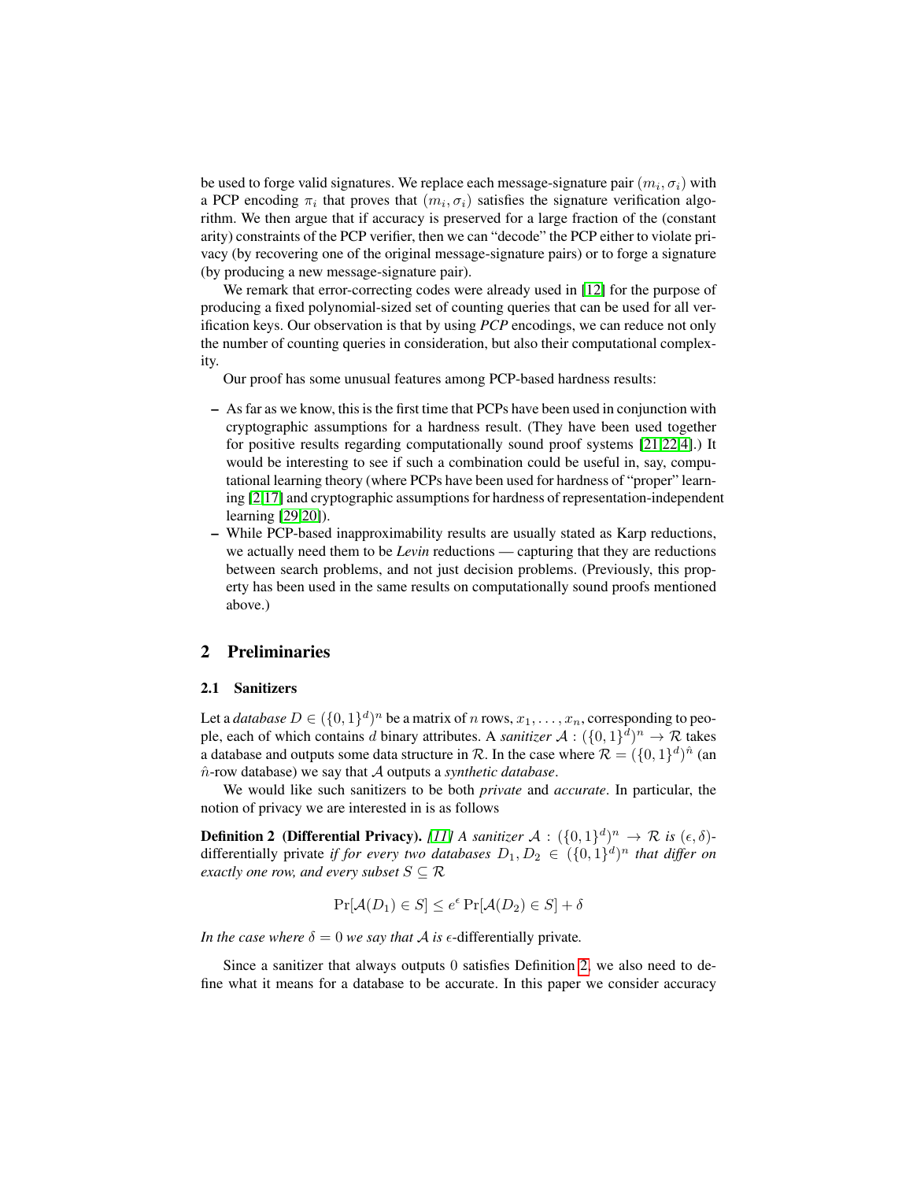be used to forge valid signatures. We replace each message-signature pair $(m_i, \sigma_i)$ with a PCP encoding $\pi_i$ that proves that $(m_i, \sigma_i)$ satisfies the signature verification algorithm. We then argue that if accuracy is preserved for a large fraction of the (constant arity) constraints of the PCP verifier, then we can "decode" the PCP either to violate privacy (by recovering one of the original message-signature pairs) or to forge a signature (by producing a new message-signature pair).

We remark that error-correcting codes were already used in [12] for the purpose of producing a fixed polynomial-sized set of counting queries that can be used for all verification keys. Our observation is that by using *PCP* encodings, we can reduce not only the number of counting queries in consideration, but also their computational complexity.

Our proof has some unusual features among PCP-based hardness results:

– As far as we know, this is the first time that PCPs have been used in conjunction with cryptographic assumptions for a hardness result. (They have been used together for positive results regarding computationally sound proof systems [21,22,4].) It would be interesting to see if such a combination could be useful in, say, computational learning theory (where PCPs have been used for hardness of "proper" learning [2,17] and cryptographic assumptions for hardness of representation-independent learning [29,20]).
– While PCP-based inapproximability results are usually stated as Karp reductions, we actually need them to be *Levin* reductions — capturing that they are reductions between search problems, and not just decision problems. (Previously, this property has been used in the same results on computationally sound proofs mentioned above.)

## 2 Preliminaries

### 2.1 Sanitizers

Let a *database* $D \in (\{0,1\}^d)^n$ be a matrix of $n$ rows, $x_1, \ldots, x_n$, corresponding to people, each of which contains $d$ binary attributes. A *sanitizer* $\mathcal{A} : (\{0,1\}^d)^n \to \mathcal{R}$ takes a database and outputs some data structure in $\mathcal{R}$. In the case where $\mathcal{R} = (\{0,1\}^d)^{\hat{n}}$ (an $\hat{n}$-row database) we say that $\mathcal{A}$ outputs a *synthetic database*.

We would like such sanitizers to be both *private* and *accurate*. In particular, the notion of privacy we are interested in is as follows

**Definition 2 (Differential Privacy).** *[11] A sanitizer $\mathcal{A} : (\{0,1\}^d)^n \to \mathcal{R}$ is $(\epsilon, \delta)$-differentially private if for every two databases $D_1, D_2 \in (\{0,1\}^d)^n$ that differ on exactly one row, and every subset $S \subseteq \mathcal{R}$*

$$\Pr[\mathcal{A}(D_1) \in S] \leq e^{\epsilon} \Pr[\mathcal{A}(D_2) \in S] + \delta$$

*In the case where $\delta = 0$ we say that $\mathcal{A}$ is $\epsilon$-differentially private.*

Since a sanitizer that always outputs 0 satisfies Definition 2, we also need to define what it means for a database to be accurate. In this paper we consider accuracy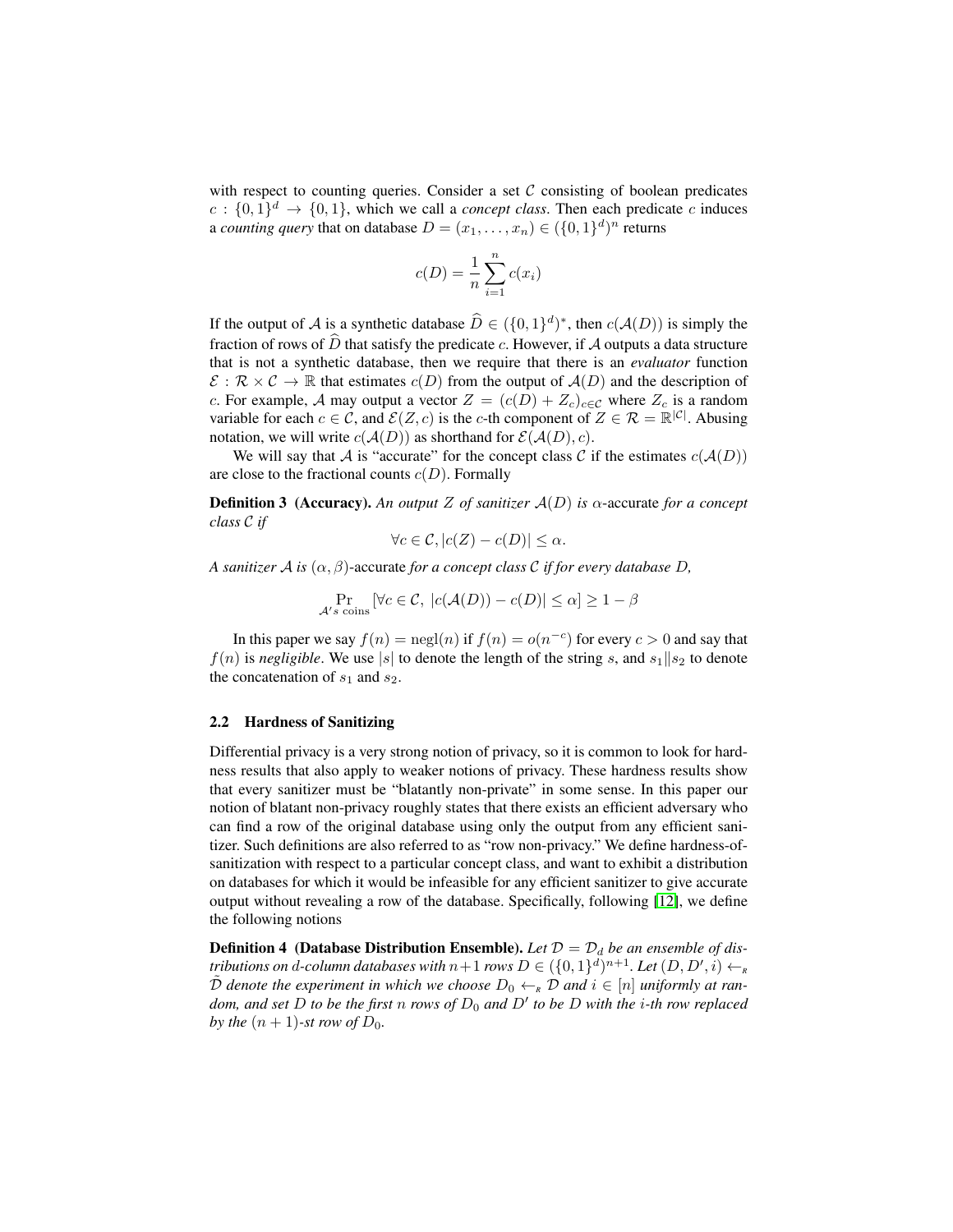with respect to counting queries. Consider a set $\mathcal{C}$ consisting of boolean predicates $c : \{0,1\}^d \to \{0,1\}$, which we call a *concept class*. Then each predicate $c$ induces a *counting query* that on database $D = (x_1, \ldots, x_n) \in (\{0,1\}^d)^n$ returns

$$c(D) = \frac{1}{n} \sum_{i=1}^{n} c(x_i)$$

If the output of $\mathcal{A}$ is a synthetic database $\widehat{D} \in (\{0,1\}^d)^*$, then $c(\mathcal{A}(D))$ is simply the fraction of rows of $\widehat{D}$ that satisfy the predicate $c$. However, if $\mathcal{A}$ outputs a data structure that is not a synthetic database, then we require that there is an *evaluator* function $\mathcal{E} : \mathcal{R} \times \mathcal{C} \to \mathbb{R}$ that estimates $c(D)$ from the output of $\mathcal{A}(D)$ and the description of $c$. For example, $\mathcal{A}$ may output a vector $Z = (c(D) + Z_c)_{c \in \mathcal{C}}$ where $Z_c$ is a random variable for each $c \in \mathcal{C}$, and $\mathcal{E}(Z, c)$ is the $c$-th component of $Z \in \mathcal{R} = \mathbb{R}^{|\mathcal{C}|}$. Abusing notation, we will write $c(\mathcal{A}(D))$ as shorthand for $\mathcal{E}(\mathcal{A}(D), c)$.

We will say that $\mathcal{A}$ is "accurate" for the concept class $\mathcal{C}$ if the estimates $c(\mathcal{A}(D))$ are close to the fractional counts $c(D)$. Formally

**Definition 3 (Accuracy).** *An output $Z$ of sanitizer $\mathcal{A}(D)$ is $\alpha$-*accurate *for a concept class $\mathcal{C}$ if*

$$\forall c \in \mathcal{C}, |c(Z) - c(D)| \leq \alpha.$$

*A sanitizer $\mathcal{A}$ is $(\alpha, \beta)$-*accurate *for a concept class $\mathcal{C}$ if for every database $D$,*

$$\Pr_{\mathcal{A}'s \text{ coins}} [\forall c \in \mathcal{C},\ |c(\mathcal{A}(D)) - c(D)| \leq \alpha] \geq 1 - \beta$$

In this paper we say $f(n) = \mathrm{negl}(n)$ if $f(n) = o(n^{-c})$ for every $c > 0$ and say that $f(n)$ is *negligible*. We use $|s|$ to denote the length of the string $s$, and $s_1 \| s_2$ to denote the concatenation of $s_1$ and $s_2$.

### 2.2 Hardness of Sanitizing

Differential privacy is a very strong notion of privacy, so it is common to look for hardness results that also apply to weaker notions of privacy. These hardness results show that every sanitizer must be "blatantly non-private" in some sense. In this paper our notion of blatant non-privacy roughly states that there exists an efficient adversary who can find a row of the original database using only the output from any efficient sanitizer. Such definitions are also referred to as "row non-privacy." We define hardness-of-sanitization with respect to a particular concept class, and want to exhibit a distribution on databases for which it would be infeasible for any efficient sanitizer to give accurate output without revealing a row of the database. Specifically, following [12], we define the following notions

**Definition 4 (Database Distribution Ensemble).** *Let $\mathcal{D} = \mathcal{D}_d$ be an ensemble of distributions on $d$-column databases with $n+1$ rows $D \in (\{0,1\}^d)^{n+1}$. Let $(D, D', i) \leftarrow_{\scriptscriptstyle R} \tilde{\mathcal{D}}$ denote the experiment in which we choose $D_0 \leftarrow_{\scriptscriptstyle R} \mathcal{D}$ and $i \in [n]$ uniformly at random, and set $D$ to be the first $n$ rows of $D_0$ and $D'$ to be $D$ with the $i$-th row replaced by the $(n+1)$-st row of $D_0$.*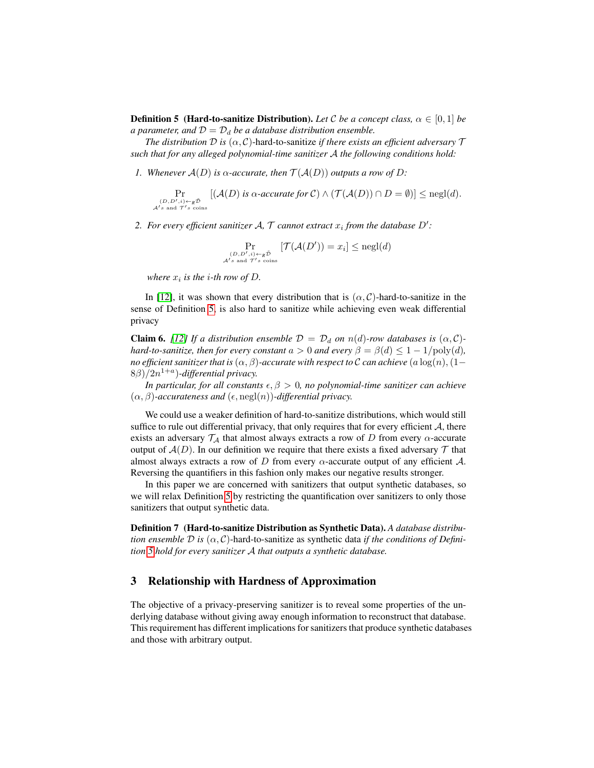**Definition 5 (Hard-to-sanitize Distribution).** *Let $\mathcal{C}$ be a concept class, $\alpha \in [0,1]$ be a parameter, and $\mathcal{D} = \mathcal{D}_d$ be a database distribution ensemble.*

*The distribution $\mathcal{D}$ is* $(\alpha, \mathcal{C})$-hard-to-sanitize *if there exists an efficient adversary $\mathcal{T}$ such that for any alleged polynomial-time sanitizer $\mathcal{A}$ the following conditions hold:*

1. *Whenever $\mathcal{A}(D)$ is $\alpha$-accurate, then $\mathcal{T}(\mathcal{A}(D))$ outputs a row of $D$:*

$$\Pr_{\substack{(D,D',i)\leftarrow_R \tilde{\mathcal{D}} \\ \mathcal{A}'s \text{ and } \mathcal{T}'s \text{ coins}}} [(\mathcal{A}(D) \text{ is } \alpha\text{-accurate for } \mathcal{C}) \wedge (\mathcal{T}(\mathcal{A}(D)) \cap D = \emptyset)] \leq \mathrm{negl}(d).$$

2. *For every efficient sanitizer $\mathcal{A}$, $\mathcal{T}$ cannot extract $x_i$ from the database $D'$:*

$$\Pr_{\substack{(D,D',i)\leftarrow_R \tilde{\mathcal{D}} \\ \mathcal{A}'s \text{ and } \mathcal{T}'s \text{ coins}}} [\mathcal{T}(\mathcal{A}(D')) = x_i] \leq \mathrm{negl}(d)$$

   *where $x_i$ is the $i$-th row of $D$.*

In [12], it was shown that every distribution that is $(\alpha, \mathcal{C})$-hard-to-sanitize in the sense of Definition 5, is also hard to sanitize while achieving even weak differential privacy

**Claim 6.** *[12] If a distribution ensemble $\mathcal{D} = \mathcal{D}_d$ on $n(d)$-row databases is $(\alpha, \mathcal{C})$-hard-to-sanitize, then for every constant $a > 0$ and every $\beta = \beta(d) \leq 1 - 1/\mathrm{poly}(d)$, no efficient sanitizer that is $(\alpha, \beta)$-accurate with respect to $\mathcal{C}$ can achieve $(a \log(n), (1 - 8\beta)/2n^{1+a})$-differential privacy.*

*In particular, for all constants $\epsilon, \beta > 0$, no polynomial-time sanitizer can achieve $(\alpha, \beta)$-accurateness and $(\epsilon, \mathrm{negl}(n))$-differential privacy.*

We could use a weaker definition of hard-to-sanitize distributions, which would still suffice to rule out differential privacy, that only requires that for every efficient $\mathcal{A}$, there exists an adversary $\mathcal{T}_{\mathcal{A}}$ that almost always extracts a row of $D$ from every $\alpha$-accurate output of $\mathcal{A}(D)$. In our definition we require that there exists a fixed adversary $\mathcal{T}$ that almost always extracts a row of $D$ from every $\alpha$-accurate output of any efficient $\mathcal{A}$. Reversing the quantifiers in this fashion only makes our negative results stronger.

In this paper we are concerned with sanitizers that output synthetic databases, so we will relax Definition 5 by restricting the quantification over sanitizers to only those sanitizers that output synthetic data.

**Definition 7 (Hard-to-sanitize Distribution as Synthetic Data).** *A database distribution ensemble $\mathcal{D}$ is $(\alpha, \mathcal{C})$-hard-to-sanitize as synthetic data if the conditions of Definition 5 hold for every sanitizer $\mathcal{A}$ that outputs a synthetic database.*

## 3 Relationship with Hardness of Approximation

The objective of a privacy-preserving sanitizer is to reveal some properties of the underlying database without giving away enough information to reconstruct that database. This requirement has different implications for sanitizers that produce synthetic databases and those with arbitrary output.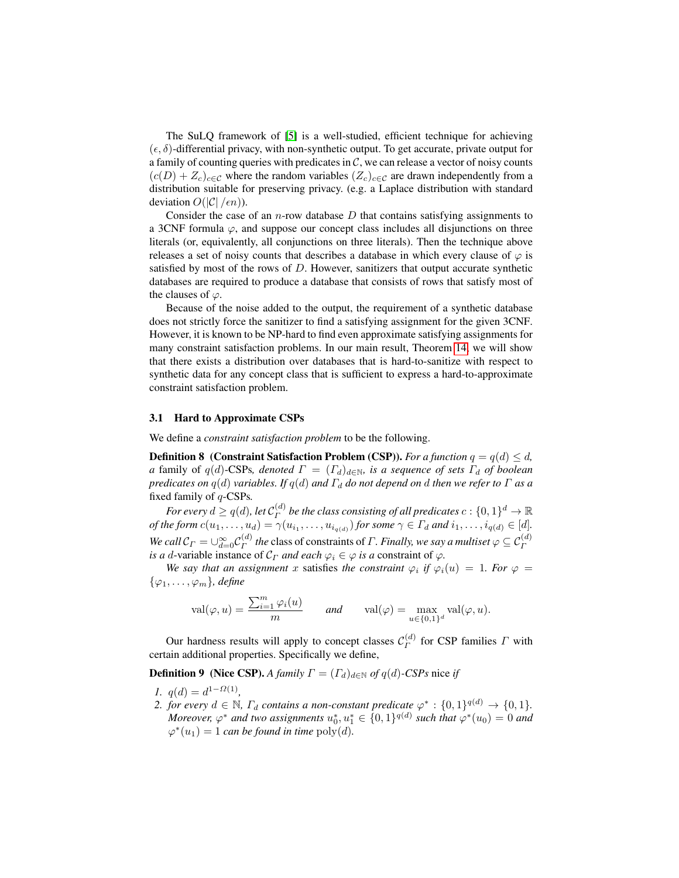The SuLQ framework of [5] is a well-studied, efficient technique for achieving $(\epsilon, \delta)$-differential privacy, with non-synthetic output. To get accurate, private output for a family of counting queries with predicates in $\mathcal{C}$, we can release a vector of noisy counts $(c(D) + Z_c)_{c \in \mathcal{C}}$ where the random variables $(Z_c)_{c \in \mathcal{C}}$ are drawn independently from a distribution suitable for preserving privacy. (e.g. a Laplace distribution with standard deviation $O(|\mathcal{C}| / \epsilon n)$).

Consider the case of an $n$-row database $D$ that contains satisfying assignments to a 3CNF formula $\varphi$, and suppose our concept class includes all disjunctions on three literals (or, equivalently, all conjunctions on three literals). Then the technique above releases a set of noisy counts that describes a database in which every clause of $\varphi$ is satisfied by most of the rows of $D$. However, sanitizers that output accurate synthetic databases are required to produce a database that consists of rows that satisfy most of the clauses of $\varphi$.

Because of the noise added to the output, the requirement of a synthetic database does not strictly force the sanitizer to find a satisfying assignment for the given 3CNF. However, it is known to be NP-hard to find even approximate satisfying assignments for many constraint satisfaction problems. In our main result, Theorem 14, we will show that there exists a distribution over databases that is hard-to-sanitize with respect to synthetic data for any concept class that is sufficient to express a hard-to-approximate constraint satisfaction problem.

### 3.1 Hard to Approximate CSPs

We define a *constraint satisfaction problem* to be the following.

**Definition 8 (Constraint Satisfaction Problem (CSP)).** *For a function $q = q(d) \leq d$, a* family of $q(d)$-CSPs*, denoted $\Gamma = (\Gamma_d)_{d \in \mathbb{N}}$, is a sequence of sets $\Gamma_d$ of boolean predicates on $q(d)$ variables. If $q(d)$ and $\Gamma_d$ do not depend on $d$ then we refer to $\Gamma$ as a* fixed family of $q$-CSPs*.*

*For every $d \geq q(d)$, let $\mathcal{C}_\Gamma^{(d)}$ be the class consisting of all predicates $c : \{0,1\}^d \to \mathbb{R}$ of the form $c(u_1, \ldots, u_d) = \gamma(u_{i_1}, \ldots, u_{i_{q(d)}})$ for some $\gamma \in \Gamma_d$ and $i_1, \ldots, i_{q(d)} \in [d]$. We call $\mathcal{C}_\Gamma = \cup_{d=0}^{\infty} \mathcal{C}_\Gamma^{(d)}$ the* class of constraints *of $\Gamma$. Finally, we say a multiset $\varphi \subseteq \mathcal{C}_\Gamma^{(d)}$ is a $d$-*variable instance *of $\mathcal{C}_\Gamma$ and each $\varphi_i \in \varphi$ is a* constraint *of $\varphi$.*

*We say that an assignment $x$* satisfies *the constraint $\varphi_i$ if $\varphi_i(u) = 1$. For $\varphi = \{\varphi_1, \ldots, \varphi_m\}$, define*

$$\mathrm{val}(\varphi, u) = \frac{\sum_{i=1}^{m} \varphi_i(u)}{m} \qquad \textit{and} \qquad \mathrm{val}(\varphi) = \max_{u \in \{0,1\}^d} \mathrm{val}(\varphi, u).$$

Our hardness results will apply to concept classes $\mathcal{C}_\Gamma^{(d)}$ for CSP families $\Gamma$ with certain additional properties. Specifically we define,

**Definition 9 (Nice CSP).** *A family $\Gamma = (\Gamma_d)_{d \in \mathbb{N}}$ of $q(d)$-CSPs* nice *if*

1. *$q(d) = d^{1-\Omega(1)}$,*
2. *for every $d \in \mathbb{N}$, $\Gamma_d$ contains a non-constant predicate $\varphi^* : \{0,1\}^{q(d)} \to \{0,1\}$. Moreover, $\varphi^*$ and two assignments $u_0^*, u_1^* \in \{0,1\}^{q(d)}$ such that $\varphi^*(u_0) = 0$ and $\varphi^*(u_1) = 1$ can be found in time $\mathrm{poly}(d)$.*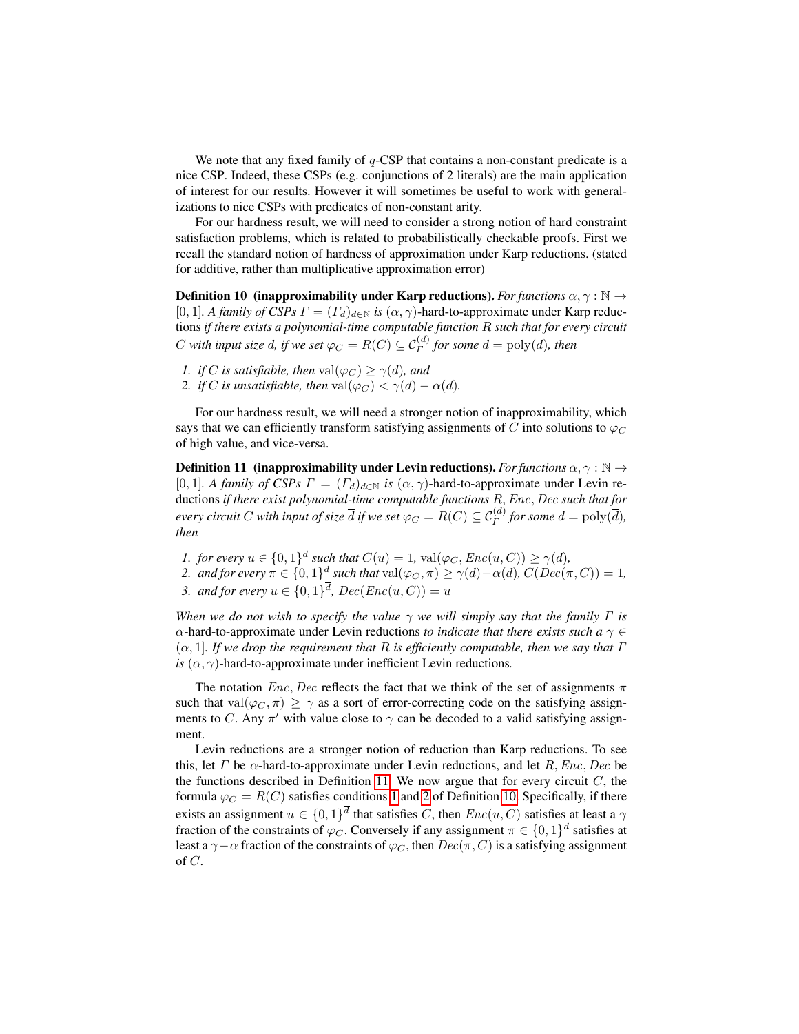We note that any fixed family of $q$-CSP that contains a non-constant predicate is a nice CSP. Indeed, these CSPs (e.g. conjunctions of 2 literals) are the main application of interest for our results. However it will sometimes be useful to work with generalizations to nice CSPs with predicates of non-constant arity.

For our hardness result, we will need to consider a strong notion of hard constraint satisfaction problems, which is related to probabilistically checkable proofs. First we recall the standard notion of hardness of approximation under Karp reductions. (stated for additive, rather than multiplicative approximation error)

**Definition 10 (inapproximability under Karp reductions).** *For functions $\alpha, \gamma : \mathbb{N} \to [0,1]$. A family of CSPs $\Gamma = (\Gamma_d)_{d \in \mathbb{N}}$ is* $(\alpha, \gamma)$-hard-to-approximate under Karp reductions *if there exists a polynomial-time computable function $R$ such that for every circuit $C$ with input size $\overline{d}$, if we set $\varphi_C = R(C) \subseteq \mathcal{C}_\Gamma^{(d)}$ for some $d = \mathrm{poly}(\overline{d})$, then*

1. *if $C$ is satisfiable, then $\mathrm{val}(\varphi_C) \geq \gamma(d)$, and*
2. *if $C$ is unsatisfiable, then $\mathrm{val}(\varphi_C) < \gamma(d) - \alpha(d)$.*

For our hardness result, we will need a stronger notion of inapproximability, which says that we can efficiently transform satisfying assignments of $C$ into solutions to $\varphi_C$ of high value, and vice-versa.

**Definition 11 (inapproximability under Levin reductions).** *For functions $\alpha, \gamma : \mathbb{N} \to [0,1]$. A family of CSPs $\Gamma = (\Gamma_d)_{d \in \mathbb{N}}$ is* $(\alpha, \gamma)$-hard-to-approximate under Levin reductions *if there exist polynomial-time computable functions $R, Enc, Dec$ such that for every circuit $C$ with input of size $\overline{d}$ if we set $\varphi_C = R(C) \subseteq \mathcal{C}_\Gamma^{(d)}$ for some $d = \mathrm{poly}(\overline{d})$, then*

1. *for every $u \in \{0,1\}^{\overline{d}}$ such that $C(u) = 1$, $\mathrm{val}(\varphi_C, Enc(u, C)) \geq \gamma(d)$,*
2. *and for every $\pi \in \{0,1\}^d$ such that $\mathrm{val}(\varphi_C, \pi) \geq \gamma(d) - \alpha(d)$, $C(Dec(\pi, C)) = 1$,*
3. *and for every $u \in \{0,1\}^{\overline{d}}$, $Dec(Enc(u, C)) = u$*

*When we do not wish to specify the value $\gamma$ we will simply say that the family $\Gamma$ is* $\alpha$-hard-to-approximate under Levin reductions *to indicate that there exists such a $\gamma \in (\alpha, 1]$. If we drop the requirement that $R$ is efficiently computable, then we say that $\Gamma$ is* $(\alpha, \gamma)$-hard-to-approximate under inefficient Levin reductions*.*

The notation $Enc, Dec$ reflects the fact that we think of the set of assignments $\pi$ such that $\mathrm{val}(\varphi_C, \pi) \geq \gamma$ as a sort of error-correcting code on the satisfying assignments to $C$. Any $\pi'$ with value close to $\gamma$ can be decoded to a valid satisfying assignment.

Levin reductions are a stronger notion of reduction than Karp reductions. To see this, let $\Gamma$ be $\alpha$-hard-to-approximate under Levin reductions, and let $R, Enc, Dec$ be the functions described in Definition 11. We now argue that for every circuit $C$, the formula $\varphi_C = R(C)$ satisfies conditions 1 and 2 of Definition 10. Specifically, if there exists an assignment $u \in \{0,1\}^{\overline{d}}$ that satisfies $C$, then $Enc(u, C)$ satisfies at least a $\gamma$ fraction of the constraints of $\varphi_C$. Conversely if any assignment $\pi \in \{0,1\}^d$ satisfies at least a $\gamma - \alpha$ fraction of the constraints of $\varphi_C$, then $Dec(\pi, C)$ is a satisfying assignment of $C$.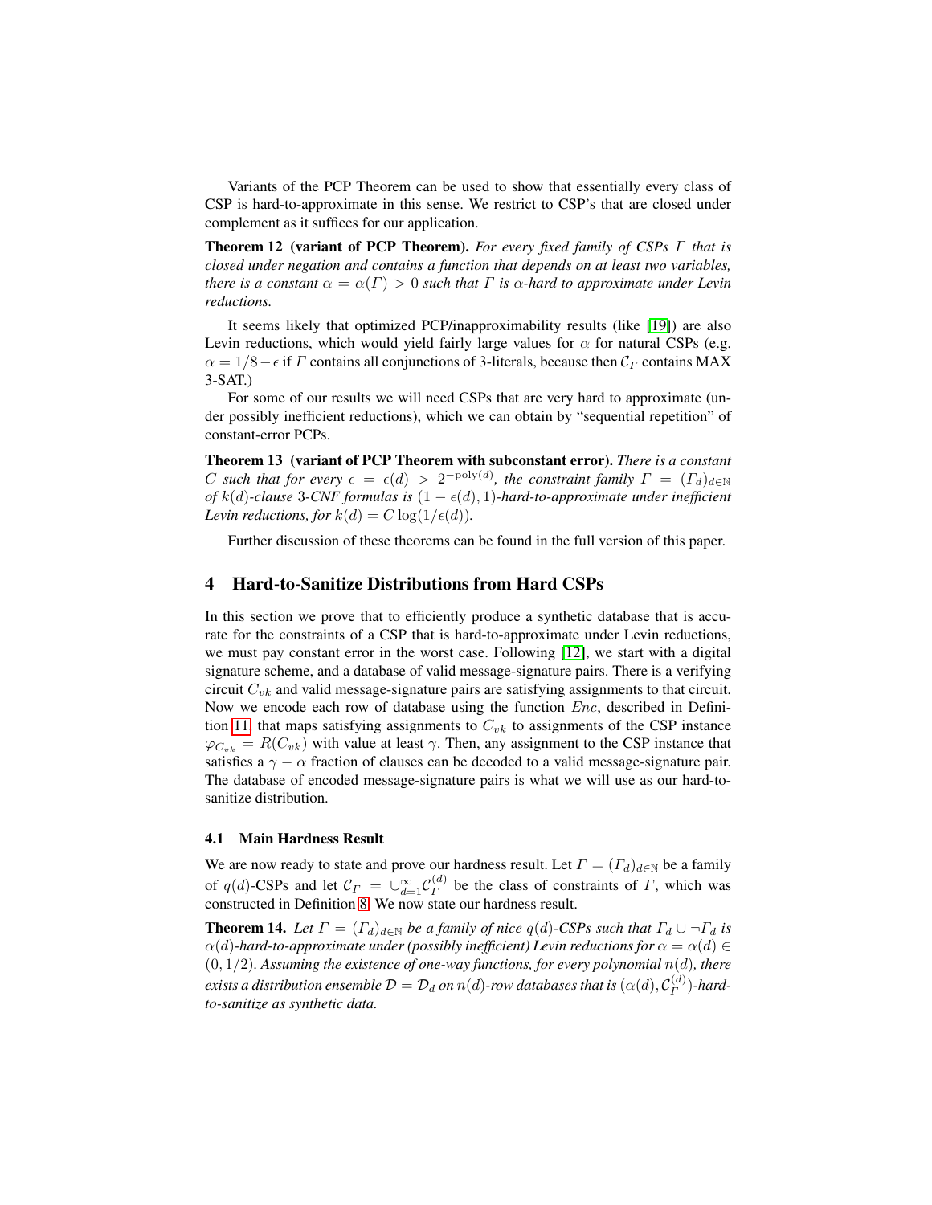Variants of the PCP Theorem can be used to show that essentially every class of CSP is hard-to-approximate in this sense. We restrict to CSP's that are closed under complement as it suffices for our application.

**Theorem 12 (variant of PCP Theorem).** *For every fixed family of CSPs $\Gamma$ that is closed under negation and contains a function that depends on at least two variables, there is a constant $\alpha = \alpha(\Gamma) > 0$ such that $\Gamma$ is $\alpha$-hard to approximate under Levin reductions.*

It seems likely that optimized PCP/inapproximability results (like [19]) are also Levin reductions, which would yield fairly large values for $\alpha$ for natural CSPs (e.g. $\alpha = 1/8 - \epsilon$ if $\Gamma$ contains all conjunctions of 3-literals, because then $\mathcal{C}_\Gamma$ contains MAX 3-SAT.)

For some of our results we will need CSPs that are very hard to approximate (under possibly inefficient reductions), which we can obtain by "sequential repetition" of constant-error PCPs.

**Theorem 13 (variant of PCP Theorem with subconstant error).** *There is a constant $C$ such that for every $\epsilon = \epsilon(d) > 2^{-\mathrm{poly}(d)}$, the constraint family $\Gamma = (\Gamma_d)_{d \in \mathbb{N}}$ of $k(d)$-clause 3-CNF formulas is $(1 - \epsilon(d), 1)$-hard-to-approximate under inefficient Levin reductions, for $k(d) = C \log(1/\epsilon(d))$.*

Further discussion of these theorems can be found in the full version of this paper.

## 4 Hard-to-Sanitize Distributions from Hard CSPs

In this section we prove that to efficiently produce a synthetic database that is accurate for the constraints of a CSP that is hard-to-approximate under Levin reductions, we must pay constant error in the worst case. Following [12], we start with a digital signature scheme, and a database of valid message-signature pairs. There is a verifying circuit $C_{vk}$ and valid message-signature pairs are satisfying assignments to that circuit. Now we encode each row of database using the function $Enc$, described in Definition 11, that maps satisfying assignments to $C_{vk}$ to assignments of the CSP instance $\varphi_{C_{vk}} = R(C_{vk})$ with value at least $\gamma$. Then, any assignment to the CSP instance that satisfies a $\gamma - \alpha$ fraction of clauses can be decoded to a valid message-signature pair. The database of encoded message-signature pairs is what we will use as our hard-to-sanitize distribution.

### 4.1 Main Hardness Result

We are now ready to state and prove our hardness result. Let $\Gamma = (\Gamma_d)_{d \in \mathbb{N}}$ be a family of $q(d)$-CSPs and let $\mathcal{C}_\Gamma = \cup_{d=1}^{\infty} \mathcal{C}_\Gamma^{(d)}$ be the class of constraints of $\Gamma$, which was constructed in Definition 8. We now state our hardness result.

**Theorem 14.** *Let $\Gamma = (\Gamma_d)_{d \in \mathbb{N}}$ be a family of nice $q(d)$-CSPs such that $\Gamma_d \cup \neg\Gamma_d$ is $\alpha(d)$-hard-to-approximate under (possibly inefficient) Levin reductions for $\alpha = \alpha(d) \in (0, 1/2)$. Assuming the existence of one-way functions, for every polynomial $n(d)$, there exists a distribution ensemble $\mathcal{D} = \mathcal{D}_d$ on $n(d)$-row databases that is $(\alpha(d), \mathcal{C}_\Gamma^{(d)})$-hard-to-sanitize as synthetic data.*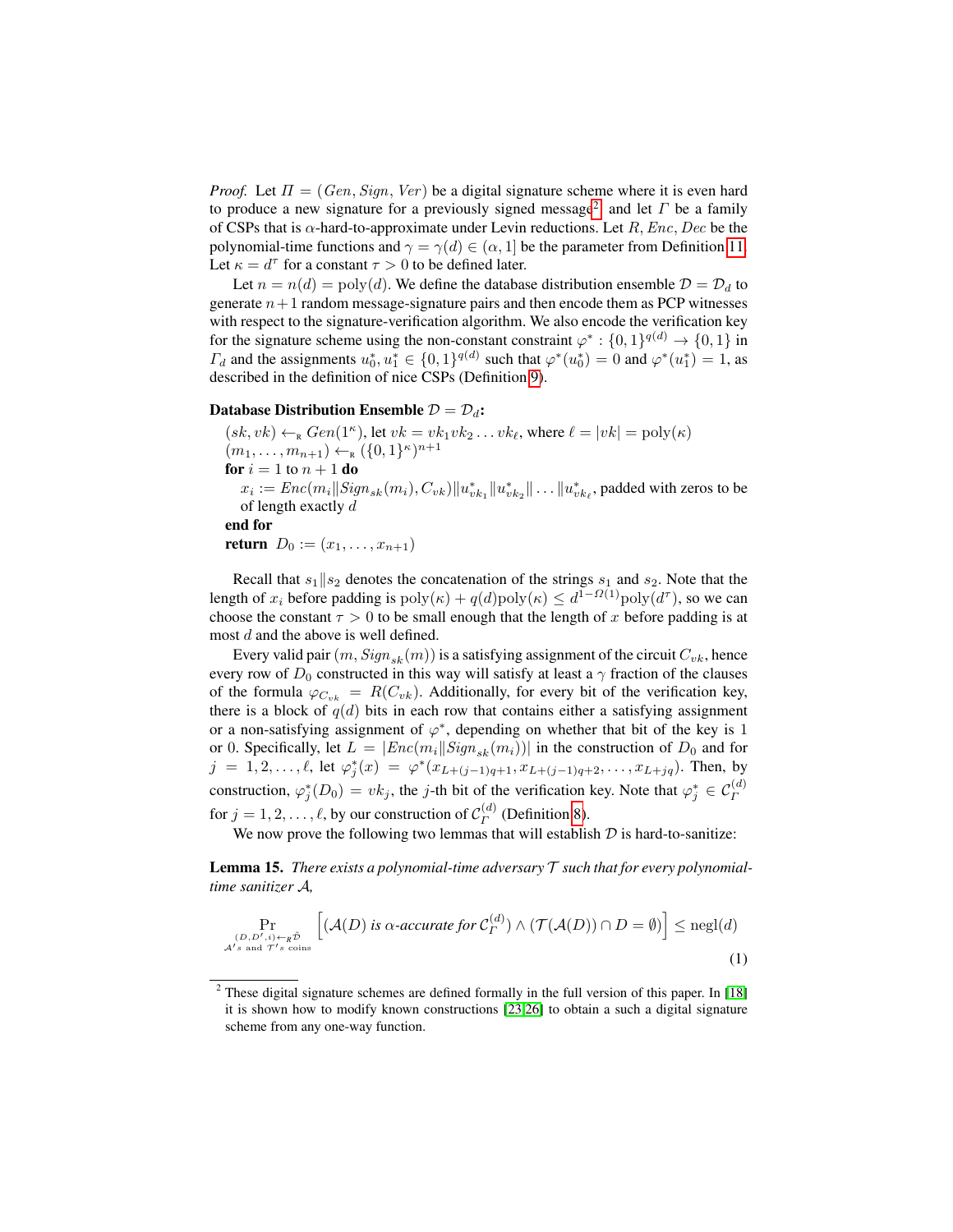*Proof.* Let $\Pi = (Gen, Sign, Ver)$ be a digital signature scheme where it is even hard to produce a new signature for a previously signed message[2] and let $\Gamma$ be a family of CSPs that is $\alpha$-hard-to-approximate under Levin reductions. Let $R, Enc, Dec$ be the polynomial-time functions and $\gamma = \gamma(d) \in (\alpha, 1]$ be the parameter from Definition 11. Let $\kappa = d^\tau$ for a constant $\tau > 0$ to be defined later.

Let $n = n(d) = \text{poly}(d)$. We define the database distribution ensemble $\mathcal{D} = \mathcal{D}_d$ to generate $n+1$ random message-signature pairs and then encode them as PCP witnesses with respect to the signature-verification algorithm. We also encode the verification key for the signature scheme using the non-constant constraint $\varphi^* : \{0,1\}^{q(d)} \to \{0,1\}$ in $\Gamma_d$ and the assignments $u_0^*, u_1^* \in \{0,1\}^{q(d)}$ such that $\varphi^*(u_0^*) = 0$ and $\varphi^*(u_1^*) = 1$, as described in the definition of nice CSPs (Definition 9).

**Database Distribution Ensemble $\mathcal{D} = \mathcal{D}_d$:**

$(sk, vk) \leftarrow_{\text{R}} Gen(1^\kappa)$, let $vk = vk_1 vk_2 \ldots vk_\ell$, where $\ell = |vk| = \text{poly}(\kappa)$
$(m_1, \ldots, m_{n+1}) \leftarrow_{\text{R}} (\{0,1\}^\kappa)^{n+1}$
**for** $i = 1$ to $n+1$ **do**
  $x_i := Enc(m_i \| Sign_{sk}(m_i), C_{vk}) \| u^*_{vk_1} \| u^*_{vk_2} \| \ldots \| u^*_{vk_\ell}$, padded with zeros to be of length exactly $d$
**end for**
**return** $D_0 := (x_1, \ldots, x_{n+1})$

Recall that $s_1 \| s_2$ denotes the concatenation of the strings $s_1$ and $s_2$. Note that the length of $x_i$ before padding is $\text{poly}(\kappa) + q(d)\text{poly}(\kappa) \leq d^{1-\Omega(1)}\text{poly}(d^\tau)$, so we can choose the constant $\tau > 0$ to be small enough that the length of $x$ before padding is at most $d$ and the above is well defined.

Every valid pair $(m, Sign_{sk}(m))$ is a satisfying assignment of the circuit $C_{vk}$, hence every row of $D_0$ constructed in this way will satisfy at least a $\gamma$ fraction of the clauses of the formula $\varphi_{C_{vk}} = R(C_{vk})$. Additionally, for every bit of the verification key, there is a block of $q(d)$ bits in each row that contains either a satisfying assignment or a non-satisfying assignment of $\varphi^*$, depending on whether that bit of the key is 1 or 0. Specifically, let $L = |Enc(m_i \| Sign_{sk}(m_i))|$ in the construction of $D_0$ and for $j = 1, 2, \ldots, \ell$, let $\varphi_j^*(x) = \varphi^*(x_{L+(j-1)q+1}, x_{L+(j-1)q+2}, \ldots, x_{L+jq})$. Then, by construction, $\varphi_j^*(D_0) = vk_j$, the $j$-th bit of the verification key. Note that $\varphi_j^* \in \mathcal{C}_\Gamma^{(d)}$ for $j = 1, 2, \ldots, \ell$, by our construction of $\mathcal{C}_\Gamma^{(d)}$ (Definition 8).

We now prove the following two lemmas that will establish $\mathcal{D}$ is hard-to-sanitize:

**Lemma 15.** *There exists a polynomial-time adversary $\mathcal{T}$ such that for every polynomial-time sanitizer $\mathcal{A}$,*

$$\Pr_{\substack{(D,D',i) \leftarrow_R \tilde{\mathcal{D}} \\ \mathcal{A}'s \text{ and } \mathcal{T}'s \text{ coins}}} \left[ (\mathcal{A}(D) \textit{ is } \alpha\textit{-accurate for } \mathcal{C}_\Gamma^{(d)}) \wedge (\mathcal{T}(\mathcal{A}(D)) \cap D = \emptyset) \right] \leq \text{negl}(d) \tag{1}$$

[2] These digital signature schemes are defined formally in the full version of this paper. In [18] it is shown how to modify known constructions [23,26] to obtain a such a digital signature scheme from any one-way function.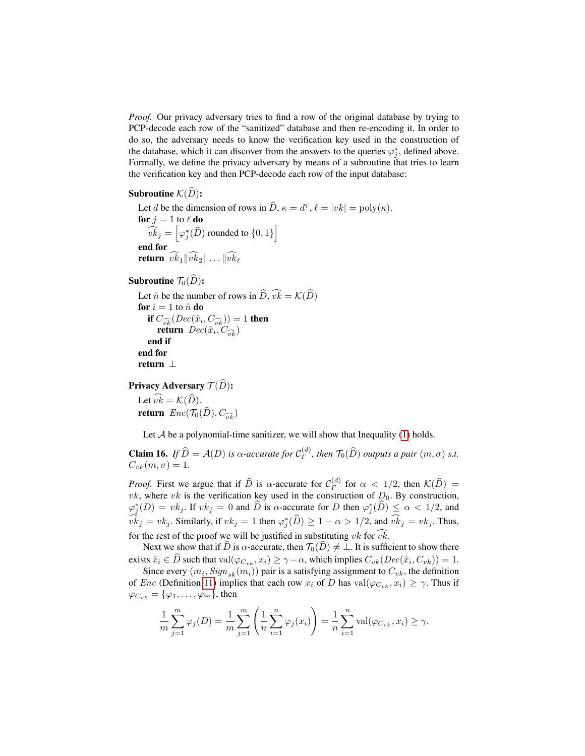*Proof.* Our privacy adversary tries to find a row of the original database by trying to PCP-decode each row of the "sanitized" database and then re-encoding it. In order to do so, the adversary needs to know the verification key used in the construction of the database, which it can discover from the answers to the queries $\varphi_j^*$, defined above. Formally, we define the privacy adversary by means of a subroutine that tries to learn the verification key and then PCP-decode each row of the input database:

**Subroutine** $\mathcal{K}(\widehat{D})$**:**

```
Let d be the dimension of rows in D̂, κ = d^τ, ℓ = |vk| = poly(κ).
for j = 1 to ℓ do
    vk̂_j = [φ*_j(D̂) rounded to {0,1}]
end for
return vk̂_1 ‖ vk̂_2 ‖ ... ‖ vk̂_ℓ
```

Let $d$ be the dimension of rows in $\widehat{D}$, $\kappa = d^\tau$, $\ell = |vk| = \mathrm{poly}(\kappa)$.
**for** $j = 1$ to $\ell$ **do**
 $\widehat{vk}_j = \left[\varphi_j^*(\widehat{D}) \text{ rounded to } \{0,1\}\right]$
**end for**
**return** $\widehat{vk}_1 \| \widehat{vk}_2 \| \ldots \| \widehat{vk}_\ell$

**Subroutine** $\mathcal{T}_0(\widehat{D})$**:**

Let $\hat{n}$ be the number of rows in $\widehat{D}$, $\widehat{vk} = \mathcal{K}(\widehat{D})$
**for** $i = 1$ to $\hat{n}$ **do**
 **if** $C_{\widehat{vk}}(Dec(\hat{x}_i, C_{\widehat{vk}})) = 1$ **then**
  **return** $Dec(\hat{x}_i, C_{\widehat{vk}})$
 **end if**
**end for**
**return** $\perp$

**Privacy Adversary** $\mathcal{T}(\widehat{D})$**:**

Let $\widehat{vk} = \mathcal{K}(\widehat{D})$.
**return** $Enc(\mathcal{T}_0(\widehat{D}), C_{\widehat{vk}})$

Let $\mathcal{A}$ be a polynomial-time sanitizer, we will show that Inequality (1) holds.

**Claim 16.** *If $\widehat{D} = \mathcal{A}(D)$ is $\alpha$-accurate for $\mathcal{C}_\Gamma^{(d)}$, then $\mathcal{T}_0(\widehat{D})$ outputs a pair $(m, \sigma)$ s.t. $C_{vk}(m, \sigma) = 1$.*

*Proof.* First we argue that if $\widehat{D}$ is $\alpha$-accurate for $\mathcal{C}_\Gamma^{(d)}$ for $\alpha < 1/2$, then $\mathcal{K}(\widehat{D}) = vk$, where $vk$ is the verification key used in the construction of $D_0$. By construction, $\varphi_j^*(D) = vk_j$. If $vk_j = 0$ and $\widehat{D}$ is $\alpha$-accurate for $D$ then $\varphi_j^*(\widehat{D}) \leq \alpha < 1/2$, and $\widehat{vk}_j = vk_j$. Similarly, if $vk_j = 1$ then $\varphi_j^*(\widehat{D}) \geq 1 - \alpha > 1/2$, and $\widehat{vk}_j = vk_j$. Thus, for the rest of the proof we will be justified in substituting $vk$ for $\widehat{vk}$.

Next we show that if $\widehat{D}$ is $\alpha$-accurate, then $\mathcal{T}_0(\widehat{D}) \neq \perp$. It is sufficient to show there exists $\hat{x}_i \in \widehat{D}$ such that $\mathrm{val}(\varphi_{C_{vk}}, x_i) \geq \gamma - \alpha$, which implies $C_{vk}(Dec(\hat{x}_i, C_{vk})) = 1$.

Since every $(m_i, Sign_{sk}(m_i))$ pair is a satisfying assignment to $C_{vk}$, the definition of $Enc$ (Definition 11) implies that each row $x_i$ of $D$ has $\mathrm{val}(\varphi_{C_{vk}}, x_i) \geq \gamma$. Thus if $\varphi_{C_{vk}} = \{\varphi_1, \ldots, \varphi_m\}$, then

$$\frac{1}{m}\sum_{j=1}^{m} \varphi_j(D) = \frac{1}{m}\sum_{j=1}^{m}\left(\frac{1}{n}\sum_{i=1}^{n}\varphi_j(x_i)\right) = \frac{1}{n}\sum_{i=1}^{n}\mathrm{val}(\varphi_{C_{vk}}, x_i) \geq \gamma.$$

*Proof.* Our privacy adversary tries to find a row of the original database by trying to PCP-decode each row of the "sanitized" database and then re-encoding it. In order to do so, the adversary needs to know the verification key used in the construction of the database, which it can discover from the answers to the queries $\varphi_j^*$, defined above. Formally, we define the privacy adversary by means of a subroutine that tries to learn the verification key and then PCP-decode each row of the input database:

**Subroutine** $\mathcal{K}(\widehat{D})$**:**

Let $d$ be the dimension of rows in $\widehat{D}$, $\kappa = d^\tau$, $\ell = |vk| = \mathrm{poly}(\kappa)$.
**for** $j = 1$ to $\ell$ **do**
 $\widehat{vk}_j = \left[\varphi_j^*(\widehat{D}) \text{ rounded to } \{0,1\}\right]$
**end for**
**return** $\widehat{vk}_1 \| \widehat{vk}_2 \| \ldots \| \widehat{vk}_\ell$

**Subroutine** $\mathcal{T}_0(\widehat{D})$**:**

Let $\hat{n}$ be the number of rows in $\widehat{D}$, $\widehat{vk} = \mathcal{K}(\widehat{D})$
**for** $i = 1$ to $\hat{n}$ **do**
 **if** $C_{\widehat{vk}}(Dec(\hat{x}_i, C_{\widehat{vk}})) = 1$ **then**
  **return** $Dec(\hat{x}_i, C_{\widehat{vk}})$
 **end if**
**end for**
**return** $\perp$

**Privacy Adversary** $\mathcal{T}(\widehat{D})$**:**

Let $\widehat{vk} = \mathcal{K}(\widehat{D})$.
**return** $Enc(\mathcal{T}_0(\widehat{D}), C_{\widehat{vk}})$

Let $\mathcal{A}$ be a polynomial-time sanitizer, we will show that Inequality (1) holds.

**Claim 16.** *If $\widehat{D} = \mathcal{A}(D)$ is $\alpha$-accurate for $\mathcal{C}_\Gamma^{(d)}$, then $\mathcal{T}_0(\widehat{D})$ outputs a pair $(m, \sigma)$ s.t. $C_{vk}(m, \sigma) = 1$.*

*Proof.* First we argue that if $\widehat{D}$ is $\alpha$-accurate for $\mathcal{C}_\Gamma^{(d)}$ for $\alpha < 1/2$, then $\mathcal{K}(\widehat{D}) = vk$, where $vk$ is the verification key used in the construction of $D_0$. By construction, $\varphi_j^*(D) = vk_j$. If $vk_j = 0$ and $\widehat{D}$ is $\alpha$-accurate for $D$ then $\varphi_j^*(\widehat{D}) \leq \alpha < 1/2$, and $\widehat{vk}_j = vk_j$. Similarly, if $vk_j = 1$ then $\varphi_j^*(\widehat{D}) \geq 1 - \alpha > 1/2$, and $\widehat{vk}_j = vk_j$. Thus, for the rest of the proof we will be justified in substituting $vk$ for $\widehat{vk}$.

Next we show that if $\widehat{D}$ is $\alpha$-accurate, then $\mathcal{T}_0(\widehat{D}) \neq \perp$. It is sufficient to show there exists $\hat{x}_i \in \widehat{D}$ such that $\mathrm{val}(\varphi_{C_{vk}}, x_i) \geq \gamma - \alpha$, which implies $C_{vk}(Dec(\hat{x}_i, C_{vk})) = 1$.

Since every $(m_i, Sign_{sk}(m_i))$ pair is a satisfying assignment to $C_{vk}$, the definition of $Enc$ (Definition 11) implies that each row $x_i$ of $D$ has $\mathrm{val}(\varphi_{C_{vk}}, x_i) \geq \gamma$. Thus if $\varphi_{C_{vk}} = \{\varphi_1, \ldots, \varphi_m\}$, then

$$\frac{1}{m}\sum_{j=1}^{m} \varphi_j(D) = \frac{1}{m}\sum_{j=1}^{m}\left(\frac{1}{n}\sum_{i=1}^{n}\varphi_j(x_i)\right) = \frac{1}{n}\sum_{i=1}^{n}\mathrm{val}(\varphi_{C_{vk}}, x_i) \geq \gamma.$$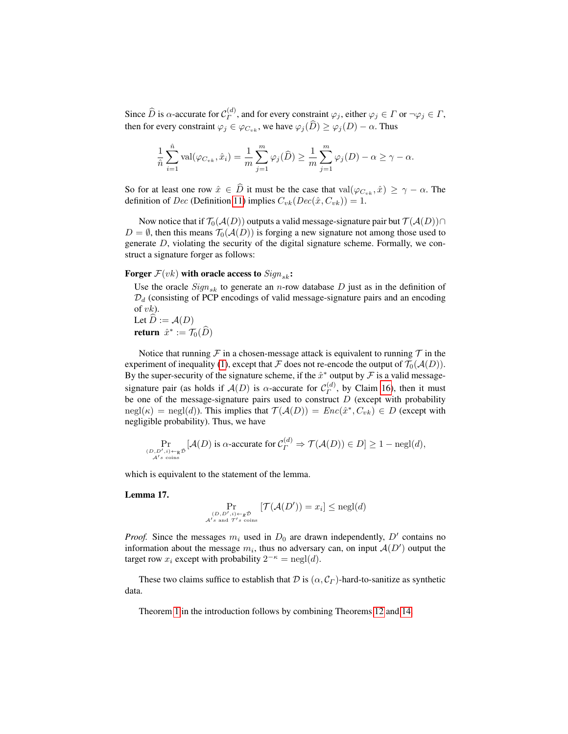Since $\widehat{D}$ is $\alpha$-accurate for $\mathcal{C}_{\Gamma}^{(d)}$, and for every constraint $\varphi_j$, either $\varphi_j \in \Gamma$ or $\neg\varphi_j \in \Gamma$, then for every constraint $\varphi_j \in \varphi_{C_{vk}}$, we have $\varphi_j(\widehat{D}) \geq \varphi_j(D) - \alpha$. Thus

$$\frac{1}{\hat{n}} \sum_{i=1}^{\hat{n}} \mathrm{val}(\varphi_{C_{vk}}, \hat{x}_i) = \frac{1}{m} \sum_{j=1}^{m} \varphi_j(\widehat{D}) \geq \frac{1}{m} \sum_{j=1}^{m} \varphi_j(D) - \alpha \geq \gamma - \alpha.$$

So for at least one row $\hat{x} \in \widehat{D}$ it must be the case that $\mathrm{val}(\varphi_{C_{vk}}, \hat{x}) \geq \gamma - \alpha$. The definition of $Dec$ (Definition 11) implies $C_{vk}(Dec(\hat{x}, C_{vk})) = 1$.

Now notice that if $\mathcal{T}_0(\mathcal{A}(D))$ outputs a valid message-signature pair but $\mathcal{T}(\mathcal{A}(D)) \cap D = \emptyset$, then this means $\mathcal{T}_0(\mathcal{A}(D))$ is forging a new signature not among those used to generate $D$, violating the security of the digital signature scheme. Formally, we construct a signature forger as follows:

**Forger $\mathcal{F}(vk)$ with oracle access to $Sign_{sk}$:**

Use the oracle $Sign_{sk}$ to generate an $n$-row database $D$ just as in the definition of $\mathcal{D}_d$ (consisting of PCP encodings of valid message-signature pairs and an encoding of $vk$).
Let $\widehat{D} := \mathcal{A}(D)$
**return** $\hat{x}^* := \mathcal{T}_0(\widehat{D})$

Notice that running $\mathcal{F}$ in a chosen-message attack is equivalent to running $\mathcal{T}$ in the experiment of inequality (1), except that $\mathcal{F}$ does not re-encode the output of $\mathcal{T}_0(\mathcal{A}(D))$. By the super-security of the signature scheme, if the $\hat{x}^*$ output by $\mathcal{F}$ is a valid message-signature pair (as holds if $\mathcal{A}(D)$ is $\alpha$-accurate for $\mathcal{C}_{\Gamma}^{(d)}$, by Claim 16), then it must be one of the message-signature pairs used to construct $D$ (except with probability $\mathrm{negl}(\kappa) = \mathrm{negl}(d)$). This implies that $\mathcal{T}(\mathcal{A}(D)) = Enc(\hat{x}^*, C_{vk}) \in D$ (except with negligible probability). Thus, we have

$$\Pr_{\substack{(D,D',i) \leftarrow_{\mathrm{R}} \tilde{\mathcal{D}} \\ \mathcal{A}'s \text{ coins}}} [\mathcal{A}(D) \text{ is } \alpha\text{-accurate for } \mathcal{C}_{\Gamma}^{(d)} \Rightarrow \mathcal{T}(\mathcal{A}(D)) \in D] \geq 1 - \mathrm{negl}(d),$$

which is equivalent to the statement of the lemma.

**Lemma 17.**

$$\Pr_{\substack{(D,D',i) \leftarrow_{\mathrm{R}} \tilde{\mathcal{D}} \\ \mathcal{A}'s \text{ and } \mathcal{T}'s \text{ coins}}} [\mathcal{T}(\mathcal{A}(D')) = x_i] \leq \mathrm{negl}(d)$$

*Proof.* Since the messages $m_i$ used in $D_0$ are drawn independently, $D'$ contains no information about the message $m_i$, thus no adversary can, on input $\mathcal{A}(D')$ output the target row $x_i$ except with probability $2^{-\kappa} = \mathrm{negl}(d)$.

These two claims suffice to establish that $\mathcal{D}$ is $(\alpha, \mathcal{C}_{\Gamma})$-hard-to-sanitize as synthetic data.

Theorem 1 in the introduction follows by combining Theorems 12 and 14.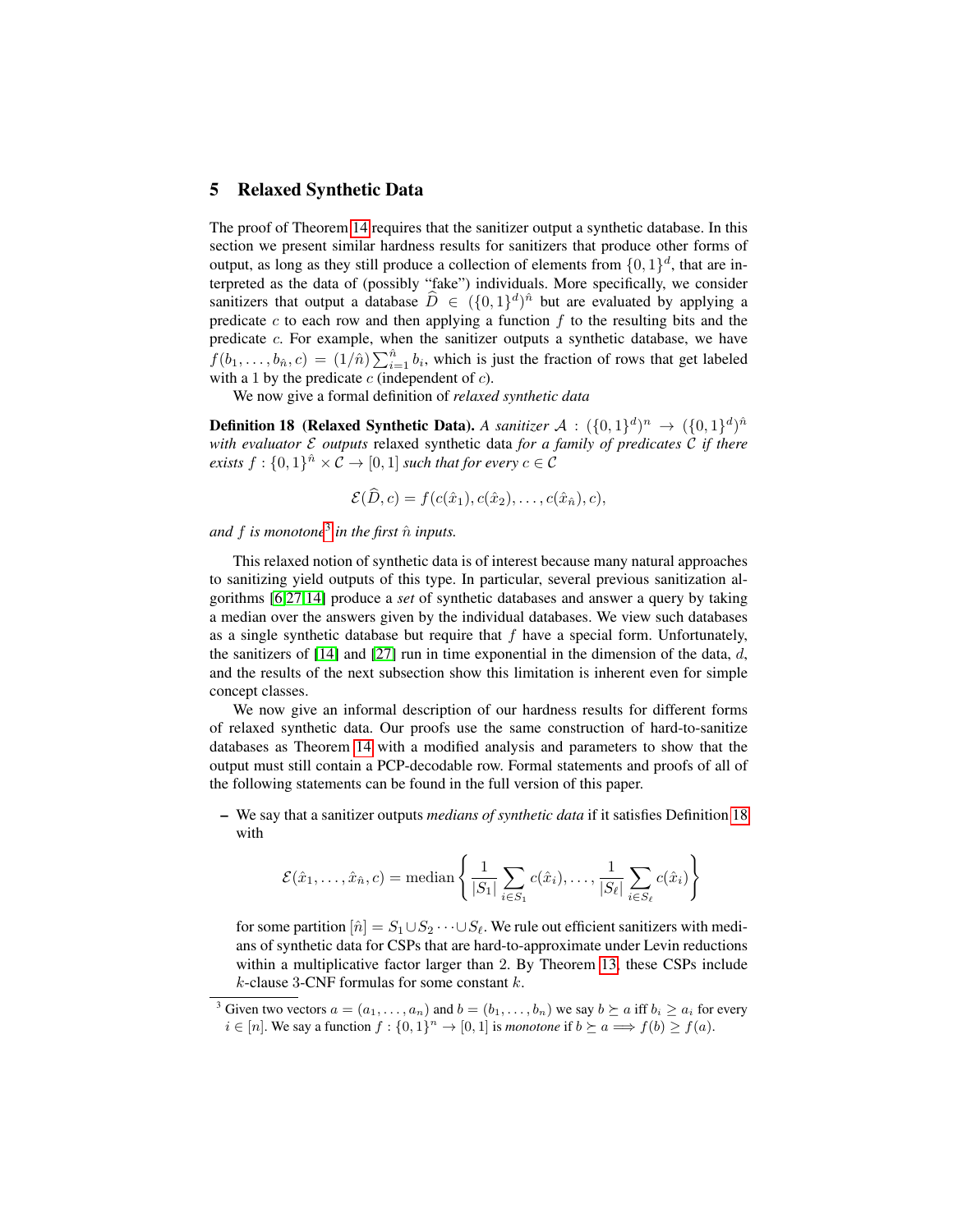## 5 Relaxed Synthetic Data

The proof of Theorem 14 requires that the sanitizer output a synthetic database. In this section we present similar hardness results for sanitizers that produce other forms of output, as long as they still produce a collection of elements from $\{0,1\}^d$, that are interpreted as the data of (possibly "fake") individuals. More specifically, we consider sanitizers that output a database $\widehat{D} \in (\{0,1\}^d)^{\hat{n}}$ but are evaluated by applying a predicate $c$ to each row and then applying a function $f$ to the resulting bits and the predicate $c$. For example, when the sanitizer outputs a synthetic database, we have $f(b_1, \ldots, b_{\hat{n}}, c) = (1/\hat{n}) \sum_{i=1}^{\hat{n}} b_i$, which is just the fraction of rows that get labeled with a 1 by the predicate $c$ (independent of $c$).

We now give a formal definition of *relaxed synthetic data*

**Definition 18 (Relaxed Synthetic Data).** *A sanitizer $\mathcal{A} : (\{0,1\}^d)^n \to (\{0,1\}^d)^{\hat{n}}$ with evaluator $\mathcal{E}$ outputs* relaxed synthetic data *for a family of predicates $\mathcal{C}$ if there exists $f : \{0,1\}^{\hat{n}} \times \mathcal{C} \to [0,1]$ such that for every $c \in \mathcal{C}$*

$$\mathcal{E}(\widehat{D}, c) = f(c(\hat{x}_1), c(\hat{x}_2), \ldots, c(\hat{x}_{\hat{n}}), c),$$

*and $f$ is monotone[3] in the first $\hat{n}$ inputs.*

This relaxed notion of synthetic data is of interest because many natural approaches to sanitizing yield outputs of this type. In particular, several previous sanitization algorithms [6,27,14] produce a *set* of synthetic databases and answer a query by taking a median over the answers given by the individual databases. We view such databases as a single synthetic database but require that $f$ have a special form. Unfortunately, the sanitizers of [14] and [27] run in time exponential in the dimension of the data, $d$, and the results of the next subsection show this limitation is inherent even for simple concept classes.

We now give an informal description of our hardness results for different forms of relaxed synthetic data. Our proofs use the same construction of hard-to-sanitize databases as Theorem 14 with a modified analysis and parameters to show that the output must still contain a PCP-decodable row. Formal statements and proofs of all of the following statements can be found in the full version of this paper.

– We say that a sanitizer outputs *medians of synthetic data* if it satisfies Definition 18 with

$$\mathcal{E}(\hat{x}_1, \ldots, \hat{x}_{\hat{n}}, c) = \text{median}\left\{ \frac{1}{|S_1|} \sum_{i \in S_1} c(\hat{x}_i), \ldots, \frac{1}{|S_\ell|} \sum_{i \in S_\ell} c(\hat{x}_i) \right\}$$

for some partition $[\hat{n}] = S_1 \cup S_2 \cdots \cup S_\ell$. We rule out efficient sanitizers with medians of synthetic data for CSPs that are hard-to-approximate under Levin reductions within a multiplicative factor larger than 2. By Theorem 13, these CSPs include $k$-clause 3-CNF formulas for some constant $k$.

[3] Given two vectors $a = (a_1, \ldots, a_n)$ and $b = (b_1, \ldots, b_n)$ we say $b \succeq a$ iff $b_i \geq a_i$ for every $i \in [n]$. We say a function $f : \{0,1\}^n \to [0,1]$ is *monotone* if $b \succeq a \implies f(b) \geq f(a)$.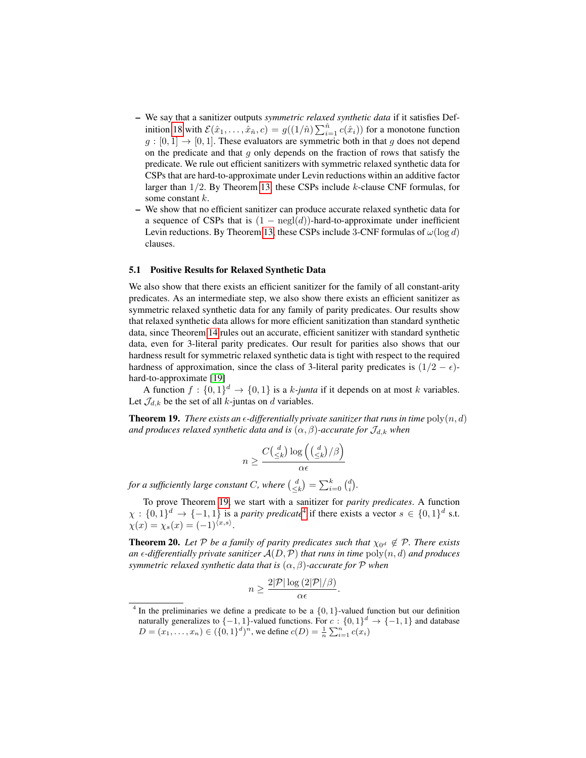- We say that a sanitizer outputs *symmetric relaxed synthetic data* if it satisfies Definition 18 with $\mathcal{E}(\hat{x}_1, \ldots, \hat{x}_{\hat{n}}, c) = g((1/\hat{n}) \sum_{i=1}^{\hat{n}} c(\hat{x}_i))$ for a monotone function $g : [0, 1] \to [0, 1]$. These evaluators are symmetric both in that $g$ does not depend on the predicate and that $g$ only depends on the fraction of rows that satisfy the predicate. We rule out efficient sanitizers with symmetric relaxed synthetic data for CSPs that are hard-to-approximate under Levin reductions within an additive factor larger than $1/2$. By Theorem 13, these CSPs include $k$-clause CNF formulas, for some constant $k$.
- We show that no efficient sanitizer can produce accurate relaxed synthetic data for a sequence of CSPs that is $(1 - \mathrm{negl}(d))$-hard-to-approximate under inefficient Levin reductions. By Theorem 13, these CSPs include 3-CNF formulas of $\omega(\log d)$ clauses.

### 5.1 Positive Results for Relaxed Synthetic Data

We also show that there exists an efficient sanitizer for the family of all constant-arity predicates. As an intermediate step, we also show there exists an efficient sanitizer as symmetric relaxed synthetic data for any family of parity predicates. Our results show that relaxed synthetic data allows for more efficient sanitization than standard synthetic data, since Theorem 14 rules out an accurate, efficient sanitizer with standard synthetic data, even for 3-literal parity predicates. Our result for parities also shows that our hardness result for symmetric relaxed synthetic data is tight with respect to the required hardness of approximation, since the class of 3-literal parity predicates is $(1/2 - \epsilon)$-hard-to-approximate [19]

A function $f : \{0, 1\}^d \to \{0, 1\}$ is a $k$-*junta* if it depends on at most $k$ variables. Let $\mathcal{J}_{d,k}$ be the set of all $k$-juntas on $d$ variables.

**Theorem 19.** *There exists an $\epsilon$-differentially private sanitizer that runs in time $\mathrm{poly}(n, d)$ and produces relaxed synthetic data and is $(\alpha, \beta)$-accurate for $\mathcal{J}_{d,k}$ when*

$$n \geq \frac{C\binom{d}{\leq k} \log\left(\binom{d}{\leq k}/\beta\right)}{\alpha\epsilon}$$

*for a sufficiently large constant $C$, where $\binom{d}{\leq k} = \sum_{i=0}^{k} \binom{d}{i}$.*

To prove Theorem 19, we start with a sanitizer for *parity predicates*. A function $\chi : \{0, 1\}^d \to \{-1, 1\}$ is a *parity predicate*[4] if there exists a vector $s \in \{0, 1\}^d$ s.t. $\chi(x) = \chi_s(x) = (-1)^{\langle x, s \rangle}$.

**Theorem 20.** *Let $\mathcal{P}$ be a family of parity predicates such that $\chi_{0^d} \notin \mathcal{P}$. There exists an $\epsilon$-differentially private sanitizer $\mathcal{A}(D, \mathcal{P})$ that runs in time $\mathrm{poly}(n, d)$ and produces symmetric relaxed synthetic data that is $(\alpha, \beta)$-accurate for $\mathcal{P}$ when*

$$n \geq \frac{2|\mathcal{P}| \log(2|\mathcal{P}|/\beta)}{\alpha\epsilon}.$$

[4] In the preliminaries we define a predicate to be a $\{0, 1\}$-valued function but our definition naturally generalizes to $\{-1, 1\}$-valued functions. For $c : \{0, 1\}^d \to \{-1, 1\}$ and database $D = (x_1, \ldots, x_n) \in (\{0, 1\}^d)^n$, we define $c(D) = \frac{1}{n} \sum_{i=1}^{n} c(x_i)$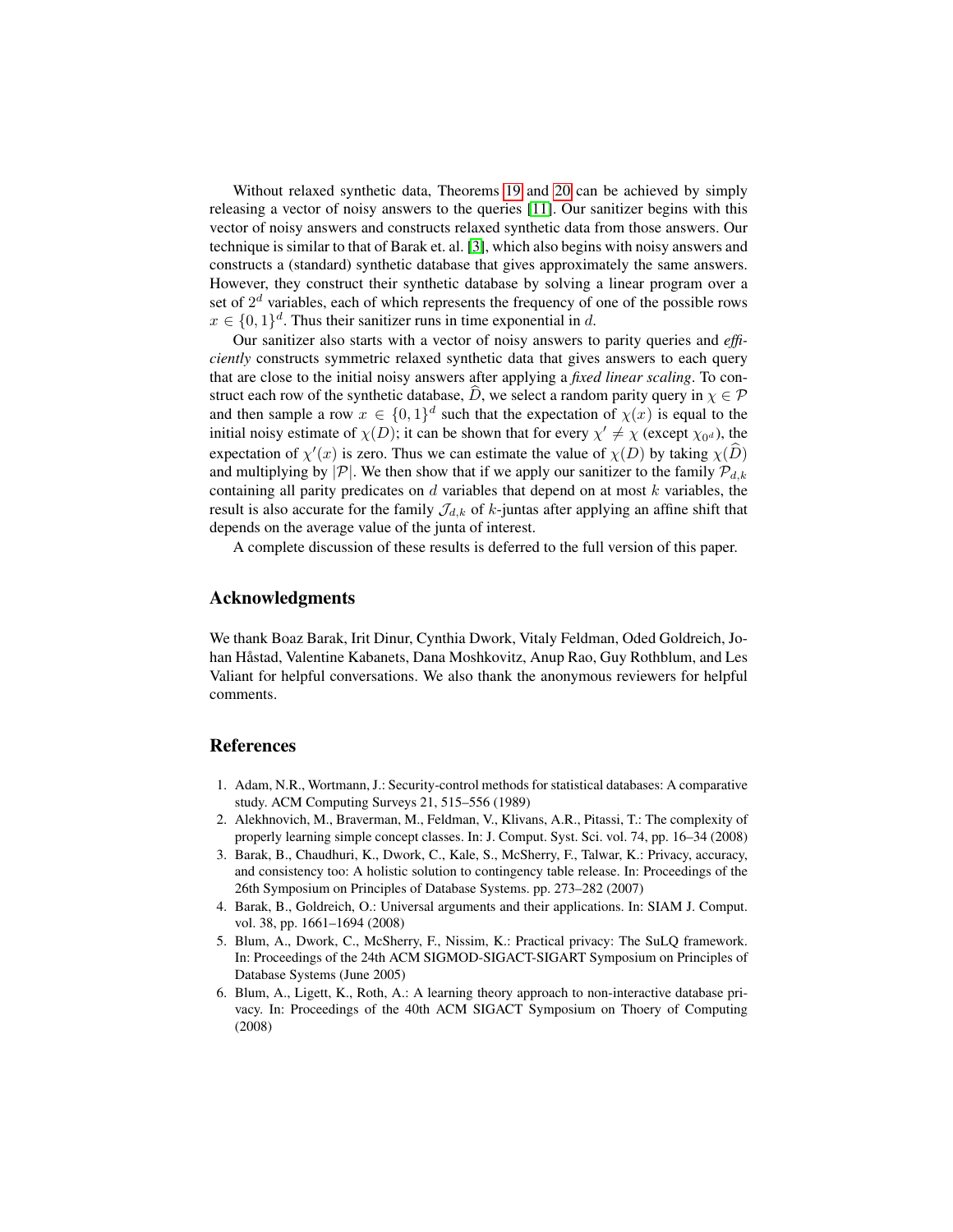Without relaxed synthetic data, Theorems 19 and 20 can be achieved by simply releasing a vector of noisy answers to the queries [11]. Our sanitizer begins with this vector of noisy answers and constructs relaxed synthetic data from those answers. Our technique is similar to that of Barak et. al. [3], which also begins with noisy answers and constructs a (standard) synthetic database that gives approximately the same answers. However, they construct their synthetic database by solving a linear program over a set of $2^d$ variables, each of which represents the frequency of one of the possible rows $x \in \{0,1\}^d$. Thus their sanitizer runs in time exponential in $d$.

Our sanitizer also starts with a vector of noisy answers to parity queries and *efficiently* constructs symmetric relaxed synthetic data that gives answers to each query that are close to the initial noisy answers after applying a *fixed linear scaling*. To construct each row of the synthetic database, $\widehat{D}$, we select a random parity query in $\chi \in \mathcal{P}$ and then sample a row $x \in \{0,1\}^d$ such that the expectation of $\chi(x)$ is equal to the initial noisy estimate of $\chi(D)$; it can be shown that for every $\chi' \neq \chi$ (except $\chi_{0^d}$), the expectation of $\chi'(x)$ is zero. Thus we can estimate the value of $\chi(D)$ by taking $\chi(\widehat{D})$ and multiplying by $|\mathcal{P}|$. We then show that if we apply our sanitizer to the family $\mathcal{P}_{d,k}$ containing all parity predicates on $d$ variables that depend on at most $k$ variables, the result is also accurate for the family $\mathcal{J}_{d,k}$ of $k$-juntas after applying an affine shift that depends on the average value of the junta of interest.

A complete discussion of these results is deferred to the full version of this paper.

## Acknowledgments

We thank Boaz Barak, Irit Dinur, Cynthia Dwork, Vitaly Feldman, Oded Goldreich, Johan Håstad, Valentine Kabanets, Dana Moshkovitz, Anup Rao, Guy Rothblum, and Les Valiant for helpful conversations. We also thank the anonymous reviewers for helpful comments.

## References

1. Adam, N.R., Wortmann, J.: Security-control methods for statistical databases: A comparative study. ACM Computing Surveys 21, 515–556 (1989)
2. Alekhnovich, M., Braverman, M., Feldman, V., Klivans, A.R., Pitassi, T.: The complexity of properly learning simple concept classes. In: J. Comput. Syst. Sci. vol. 74, pp. 16–34 (2008)
3. Barak, B., Chaudhuri, K., Dwork, C., Kale, S., McSherry, F., Talwar, K.: Privacy, accuracy, and consistency too: A holistic solution to contingency table release. In: Proceedings of the 26th Symposium on Principles of Database Systems. pp. 273–282 (2007)
4. Barak, B., Goldreich, O.: Universal arguments and their applications. In: SIAM J. Comput. vol. 38, pp. 1661–1694 (2008)
5. Blum, A., Dwork, C., McSherry, F., Nissim, K.: Practical privacy: The SuLQ framework. In: Proceedings of the 24th ACM SIGMOD-SIGACT-SIGART Symposium on Principles of Database Systems (June 2005)
6. Blum, A., Ligett, K., Roth, A.: A learning theory approach to non-interactive database privacy. In: Proceedings of the 40th ACM SIGACT Symposium on Thoery of Computing (2008)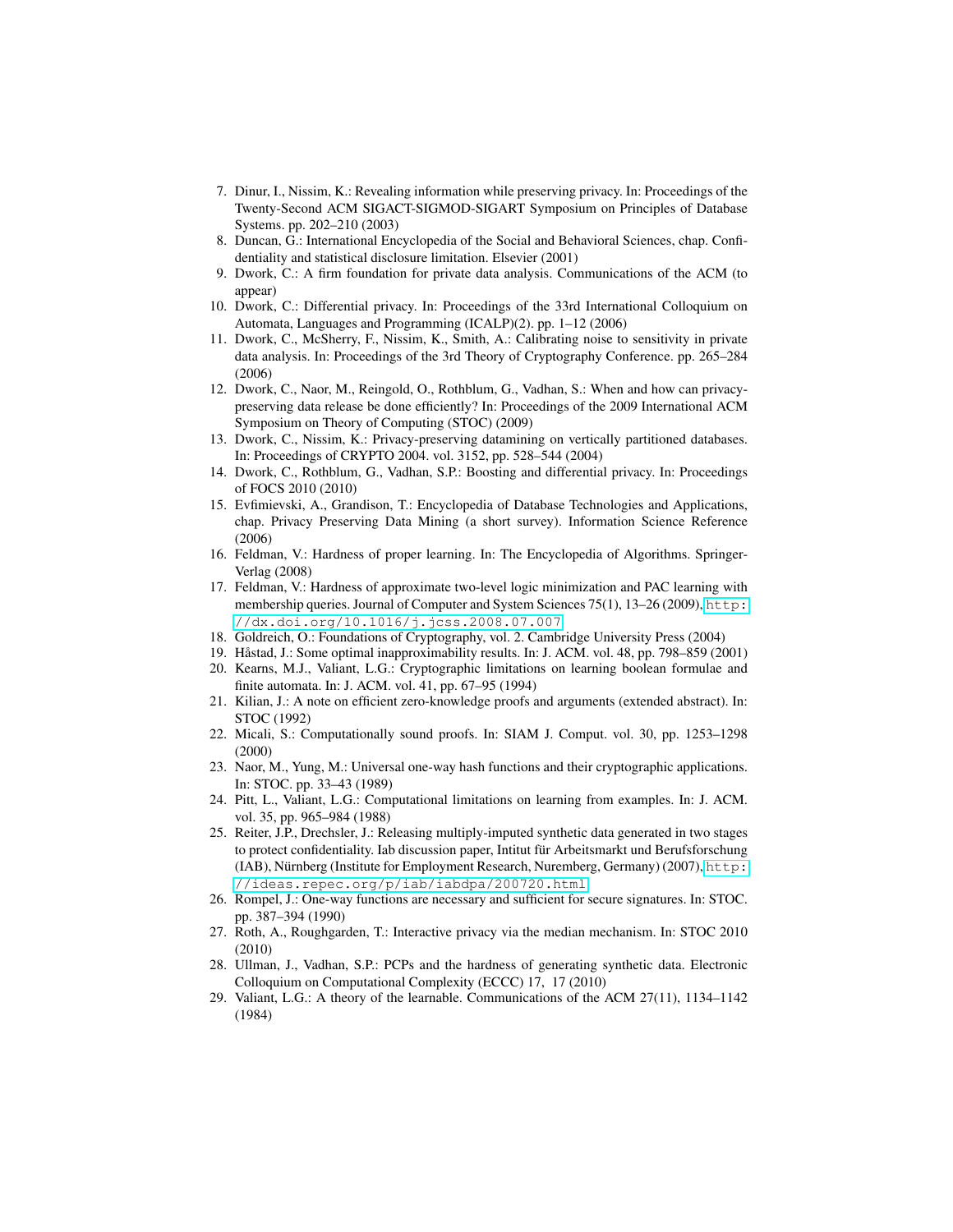7. Dinur, I., Nissim, K.: Revealing information while preserving privacy. In: Proceedings of the Twenty-Second ACM SIGACT-SIGMOD-SIGART Symposium on Principles of Database Systems. pp. 202–210 (2003)
8. Duncan, G.: International Encyclopedia of the Social and Behavioral Sciences, chap. Confidentiality and statistical disclosure limitation. Elsevier (2001)
9. Dwork, C.: A firm foundation for private data analysis. Communications of the ACM (to appear)
10. Dwork, C.: Differential privacy. In: Proceedings of the 33rd International Colloquium on Automata, Languages and Programming (ICALP)(2). pp. 1–12 (2006)
11. Dwork, C., McSherry, F., Nissim, K., Smith, A.: Calibrating noise to sensitivity in private data analysis. In: Proceedings of the 3rd Theory of Cryptography Conference. pp. 265–284 (2006)
12. Dwork, C., Naor, M., Reingold, O., Rothblum, G., Vadhan, S.: When and how can privacy-preserving data release be done efficiently? In: Proceedings of the 2009 International ACM Symposium on Theory of Computing (STOC) (2009)
13. Dwork, C., Nissim, K.: Privacy-preserving datamining on vertically partitioned databases. In: Proceedings of CRYPTO 2004. vol. 3152, pp. 528–544 (2004)
14. Dwork, C., Rothblum, G., Vadhan, S.P.: Boosting and differential privacy. In: Proceedings of FOCS 2010 (2010)
15. Evfimievski, A., Grandison, T.: Encyclopedia of Database Technologies and Applications, chap. Privacy Preserving Data Mining (a short survey). Information Science Reference (2006)
16. Feldman, V.: Hardness of proper learning. In: The Encyclopedia of Algorithms. Springer-Verlag (2008)
17. Feldman, V.: Hardness of approximate two-level logic minimization and PAC learning with membership queries. Journal of Computer and System Sciences 75(1), 13–26 (2009), http://dx.doi.org/10.1016/j.jcss.2008.07.007
18. Goldreich, O.: Foundations of Cryptography, vol. 2. Cambridge University Press (2004)
19. Håstad, J.: Some optimal inapproximability results. In: J. ACM. vol. 48, pp. 798–859 (2001)
20. Kearns, M.J., Valiant, L.G.: Cryptographic limitations on learning boolean formulae and finite automata. In: J. ACM. vol. 41, pp. 67–95 (1994)
21. Kilian, J.: A note on efficient zero-knowledge proofs and arguments (extended abstract). In: STOC (1992)
22. Micali, S.: Computationally sound proofs. In: SIAM J. Comput. vol. 30, pp. 1253–1298 (2000)
23. Naor, M., Yung, M.: Universal one-way hash functions and their cryptographic applications. In: STOC. pp. 33–43 (1989)
24. Pitt, L., Valiant, L.G.: Computational limitations on learning from examples. In: J. ACM. vol. 35, pp. 965–984 (1988)
25. Reiter, J.P., Drechsler, J.: Releasing multiply-imputed synthetic data generated in two stages to protect confidentiality. Iab discussion paper, Intitut für Arbeitsmarkt und Berufsforschung (IAB), Nürnberg (Institute for Employment Research, Nuremberg, Germany) (2007), http://ideas.repec.org/p/iab/iabdpa/200720.html
26. Rompel, J.: One-way functions are necessary and sufficient for secure signatures. In: STOC. pp. 387–394 (1990)
27. Roth, A., Roughgarden, T.: Interactive privacy via the median mechanism. In: STOC 2010 (2010)
28. Ullman, J., Vadhan, S.P.: PCPs and the hardness of generating synthetic data. Electronic Colloquium on Computational Complexity (ECCC) 17, 17 (2010)
29. Valiant, L.G.: A theory of the learnable. Communications of the ACM 27(11), 1134–1142 (1984)